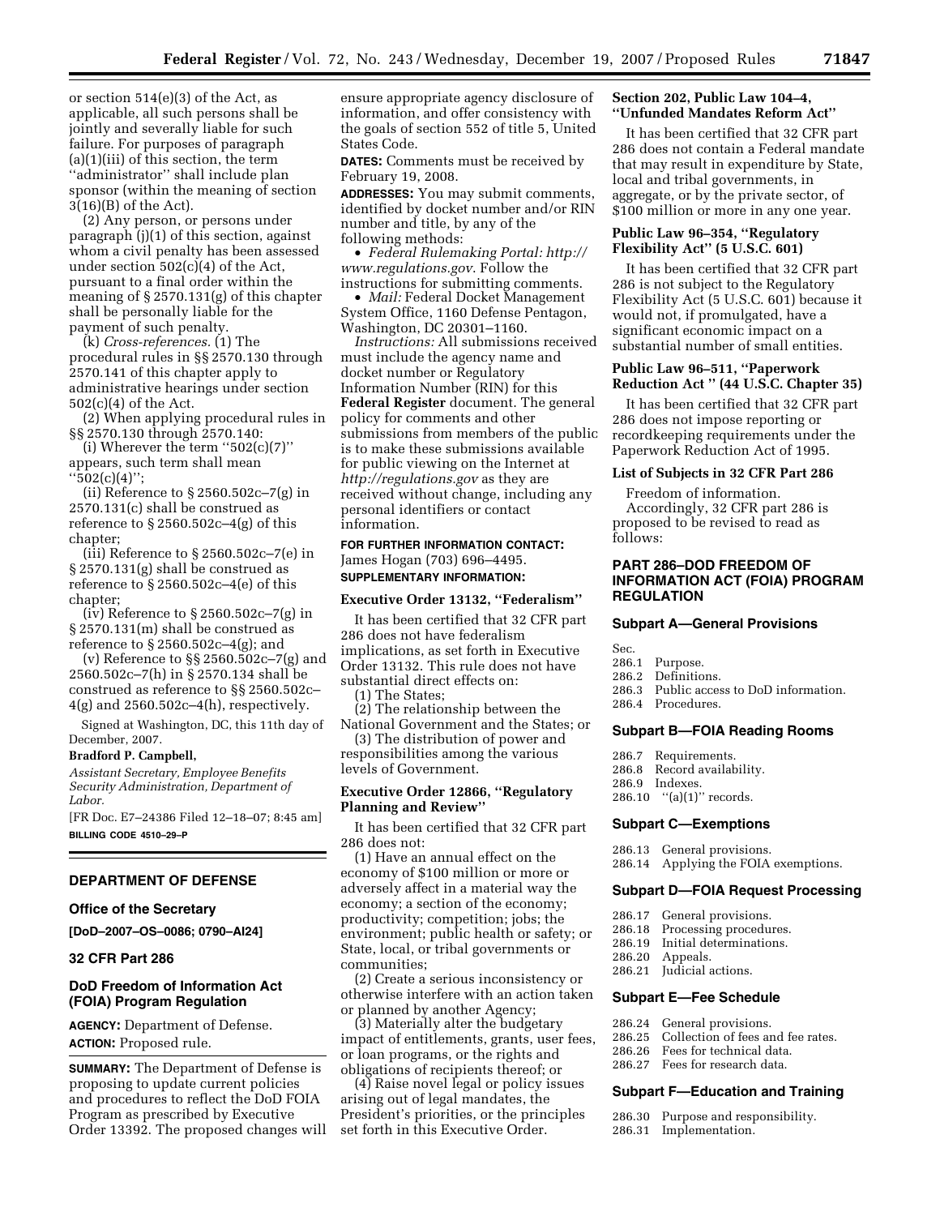or section 514(e)(3) of the Act, as applicable, all such persons shall be jointly and severally liable for such failure. For purposes of paragraph (a)(1)(iii) of this section, the term ''administrator'' shall include plan sponsor (within the meaning of section 3(16)(B) of the Act).

(2) Any person, or persons under paragraph (j)(1) of this section, against whom a civil penalty has been assessed under section 502(c)(4) of the Act, pursuant to a final order within the meaning of § 2570.131(g) of this chapter shall be personally liable for the payment of such penalty.

(k) *Cross-references.* (1) The procedural rules in §§ 2570.130 through 2570.141 of this chapter apply to administrative hearings under section 502(c)(4) of the Act.

(2) When applying procedural rules in §§ 2570.130 through 2570.140:

(i) Wherever the term ''502(c)(7)'' appears, such term shall mean ''502(c)(4)'';

(ii) Reference to § 2560.502c–7(g) in 2570.131(c) shall be construed as reference to § 2560.502c–4(g) of this chapter;

(iii) Reference to § 2560.502c–7(e) in § 2570.131(g) shall be construed as reference to § 2560.502c–4(e) of this chapter;

(iv) Reference to § 2560.502c–7(g) in § 2570.131(m) shall be construed as reference to § 2560.502c–4(g); and

(v) Reference to §§ 2560.502c–7(g) and 2560.502c–7(h) in § 2570.134 shall be construed as reference to §§ 2560.502c–4(g) and 2560.502c–4(h), respectively.

Signed at Washington, DC, this 11th day of December, 2007.

**Bradford P. Campbell,**

*Assistant Secretary, Employee Benefits Security Administration, Department of Labor.*

[FR Doc. E7–24386 Filed 12–18–07; 8:45 am]

**BILLING CODE 4510–29–P**

---

## DEPARTMENT OF DEFENSE

### Office of the Secretary

**[DoD–2007–OS–0086; 0790–AI24]**

### 32 CFR Part 286

### DoD Freedom of Information Act (FOIA) Program Regulation

**AGENCY:** Department of Defense.

**ACTION:** Proposed rule.

**SUMMARY:** The Department of Defense is proposing to update current policies and procedures to reflect the DoD FOIA Program as prescribed by Executive Order 13392. The proposed changes will ensure appropriate agency disclosure of information, and offer consistency with the goals of section 552 of title 5, United States Code.

**DATES:** Comments must be received by February 19, 2008.

**ADDRESSES:** You may submit comments, identified by docket number and/or RIN number and title, by any of the following methods:

- *Federal Rulemaking Portal: http://www.regulations.gov*. Follow the instructions for submitting comments.
- *Mail:* Federal Docket Management System Office, 1160 Defense Pentagon, Washington, DC 20301–1160.

*Instructions:* All submissions received must include the agency name and docket number or Regulatory Information Number (RIN) for this **Federal Register** document. The general policy for comments and other submissions from members of the public is to make these submissions available for public viewing on the Internet at *http://regulations.gov* as they are received without change, including any personal identifiers or contact information.

**FOR FURTHER INFORMATION CONTACT:** James Hogan (703) 696–4495.

**SUPPLEMENTARY INFORMATION:**

#### Executive Order 13132, ''Federalism''

It has been certified that 32 CFR part 286 does not have federalism implications, as set forth in Executive Order 13132. This rule does not have substantial direct effects on:

(1) The States;

(2) The relationship between the National Government and the States; or

(3) The distribution of power and responsibilities among the various levels of Government.

#### Executive Order 12866, ''Regulatory Planning and Review''

It has been certified that 32 CFR part 286 does not:

(1) Have an annual effect on the economy of $100 million or more or adversely affect in a material way the economy; a section of the economy; productivity; competition; jobs; the environment; public health or safety; or State, local, or tribal governments or communities;

(2) Create a serious inconsistency or otherwise interfere with an action taken or planned by another Agency;

(3) Materially alter the budgetary impact of entitlements, grants, user fees, or loan programs, or the rights and obligations of recipients thereof; or

(4) Raise novel legal or policy issues arising out of legal mandates, the President's priorities, or the principles set forth in this Executive Order.

#### Section 202, Public Law 104–4, ''Unfunded Mandates Reform Act''

It has been certified that 32 CFR part 286 does not contain a Federal mandate that may result in expenditure by State, local and tribal governments, in aggregate, or by the private sector, of $100 million or more in any one year.

#### Public Law 96–354, ''Regulatory Flexibility Act'' (5 U.S.C. 601)

It has been certified that 32 CFR part 286 is not subject to the Regulatory Flexibility Act (5 U.S.C. 601) because it would not, if promulgated, have a significant economic impact on a substantial number of small entities.

#### Public Law 96–511, ''Paperwork Reduction Act '' (44 U.S.C. Chapter 35)

It has been certified that 32 CFR part 286 does not impose reporting or recordkeeping requirements under the Paperwork Reduction Act of 1995.

#### List of Subjects in 32 CFR Part 286

Freedom of information.

Accordingly, 32 CFR part 286 is proposed to be revised to read as follows:

## PART 286–DOD FREEDOM OF INFORMATION ACT (FOIA) PROGRAM REGULATION

### Subpart A—General Provisions

Sec.
286.1 Purpose.
286.2 Definitions.
286.3 Public access to DoD information.
286.4 Procedures.

### Subpart B—FOIA Reading Rooms

286.7 Requirements.
286.8 Record availability.
286.9 Indexes.
286.10 ''(a)(1)'' records.

### Subpart C—Exemptions

286.13 General provisions.
286.14 Applying the FOIA exemptions.

### Subpart D—FOIA Request Processing

286.17 General provisions.
286.18 Processing procedures.
286.19 Initial determinations.
286.20 Appeals.
286.21 Judicial actions.

### Subpart E—Fee Schedule

286.24 General provisions.
286.25 Collection of fees and fee rates.
286.26 Fees for technical data.
286.27 Fees for research data.

### Subpart F—Education and Training

286.30 Purpose and responsibility.
286.31 Implementation.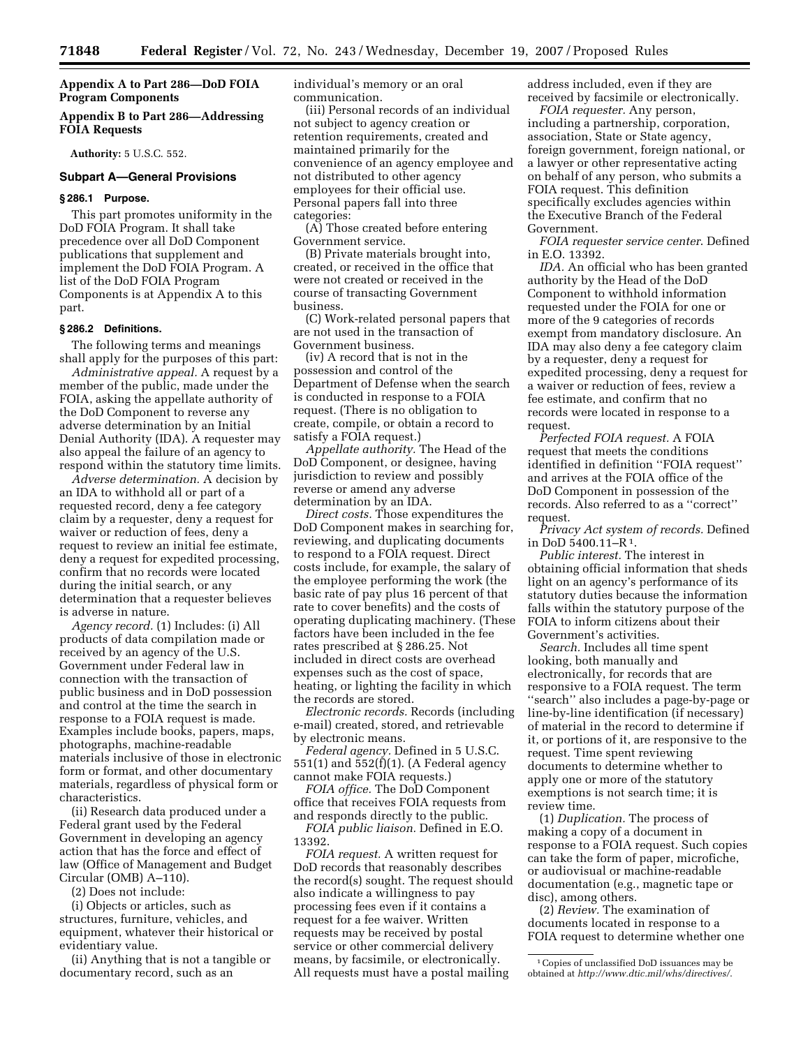**Appendix A to Part 286—DoD FOIA Program Components**

**Appendix B to Part 286—Addressing FOIA Requests**

**Authority:** 5 U.S.C. 552.

## Subpart A—General Provisions

### § 286.1 Purpose.

This part promotes uniformity in the DoD FOIA Program. It shall take precedence over all DoD Component publications that supplement and implement the DoD FOIA Program. A list of the DoD FOIA Program Components is at Appendix A to this part.

### § 286.2 Definitions.

The following terms and meanings shall apply for the purposes of this part:

*Administrative appeal.* A request by a member of the public, made under the FOIA, asking the appellate authority of the DoD Component to reverse any adverse determination by an Initial Denial Authority (IDA). A requester may also appeal the failure of an agency to respond within the statutory time limits.

*Adverse determination.* A decision by an IDA to withhold all or part of a requested record, deny a fee category claim by a requester, deny a request for waiver or reduction of fees, deny a request to review an initial fee estimate, deny a request for expedited processing, confirm that no records were located during the initial search, or any determination that a requester believes is adverse in nature.

*Agency record.* (1) Includes: (i) All products of data compilation made or received by an agency of the U.S. Government under Federal law in connection with the transaction of public business and in DoD possession and control at the time the search in response to a FOIA request is made. Examples include books, papers, maps, photographs, machine-readable materials inclusive of those in electronic form or format, and other documentary materials, regardless of physical form or characteristics.

(ii) Research data produced under a Federal grant used by the Federal Government in developing an agency action that has the force and effect of law (Office of Management and Budget Circular (OMB) A–110).

(2) Does not include:

(i) Objects or articles, such as structures, furniture, vehicles, and equipment, whatever their historical or evidentiary value.

(ii) Anything that is not a tangible or documentary record, such as an individual's memory or an oral communication.

(iii) Personal records of an individual not subject to agency creation or retention requirements, created and maintained primarily for the convenience of an agency employee and not distributed to other agency employees for their official use. Personal papers fall into three categories:

(A) Those created before entering Government service.

(B) Private materials brought into, created, or received in the office that were not created or received in the course of transacting Government business.

(C) Work-related personal papers that are not used in the transaction of Government business.

(iv) A record that is not in the possession and control of the Department of Defense when the search is conducted in response to a FOIA request. (There is no obligation to create, compile, or obtain a record to satisfy a FOIA request.)

*Appellate authority.* The Head of the DoD Component, or designee, having jurisdiction to review and possibly reverse or amend any adverse determination by an IDA.

*Direct costs.* Those expenditures the DoD Component makes in searching for, reviewing, and duplicating documents to respond to a FOIA request. Direct costs include, for example, the salary of the employee performing the work (the basic rate of pay plus 16 percent of that rate to cover benefits) and the costs of operating duplicating machinery. (These factors have been included in the fee rates prescribed at § 286.25. Not included in direct costs are overhead expenses such as the cost of space, heating, or lighting the facility in which the records are stored.

*Electronic records.* Records (including e-mail) created, stored, and retrievable by electronic means.

*Federal agency.* Defined in 5 U.S.C. 551(1) and 552(f)(1). (A Federal agency cannot make FOIA requests.)

*FOIA office.* The DoD Component office that receives FOIA requests from and responds directly to the public.

*FOIA public liaison.* Defined in E.O. 13392.

*FOIA request.* A written request for DoD records that reasonably describes the record(s) sought. The request should also indicate a willingness to pay processing fees even if it contains a request for a fee waiver. Written requests may be received by postal service or other commercial delivery means, by facsimile, or electronically. All requests must have a postal mailing address included, even if they are received by facsimile or electronically.

*FOIA requester.* Any person, including a partnership, corporation, association, State or State agency, foreign government, foreign national, or a lawyer or other representative acting on behalf of any person, who submits a FOIA request. This definition specifically excludes agencies within the Executive Branch of the Federal Government.

*FOIA requester service center.* Defined in E.O. 13392.

*IDA.* An official who has been granted authority by the Head of the DoD Component to withhold information requested under the FOIA for one or more of the 9 categories of records exempt from mandatory disclosure. An IDA may also deny a fee category claim by a requester, deny a request for expedited processing, deny a request for a waiver or reduction of fees, review a fee estimate, and confirm that no records were located in response to a request.

*Perfected FOIA request.* A FOIA request that meets the conditions identified in definition ''FOIA request'' and arrives at the FOIA office of the DoD Component in possession of the records. Also referred to as a ''correct'' request.

*Privacy Act system of records.* Defined in DoD 5400.11–R [1].

*Public interest.* The interest in obtaining official information that sheds light on an agency's performance of its statutory duties because the information falls within the statutory purpose of the FOIA to inform citizens about their Government's activities.

*Search.* Includes all time spent looking, both manually and electronically, for records that are responsive to a FOIA request. The term ''search'' also includes a page-by-page or line-by-line identification (if necessary) of material in the record to determine if it, or portions of it, are responsive to the request. Time spent reviewing documents to determine whether to apply one or more of the statutory exemptions is not search time; it is review time.

(1) *Duplication.* The process of making a copy of a document in response to a FOIA request. Such copies can take the form of paper, microfiche, or audiovisual or machine-readable documentation (e.g., magnetic tape or disc), among others.

(2) *Review.* The examination of documents located in response to a FOIA request to determine whether one

[1] Copies of unclassified DoD issuances may be obtained at *http://www.dtic.mil/whs/directives/*.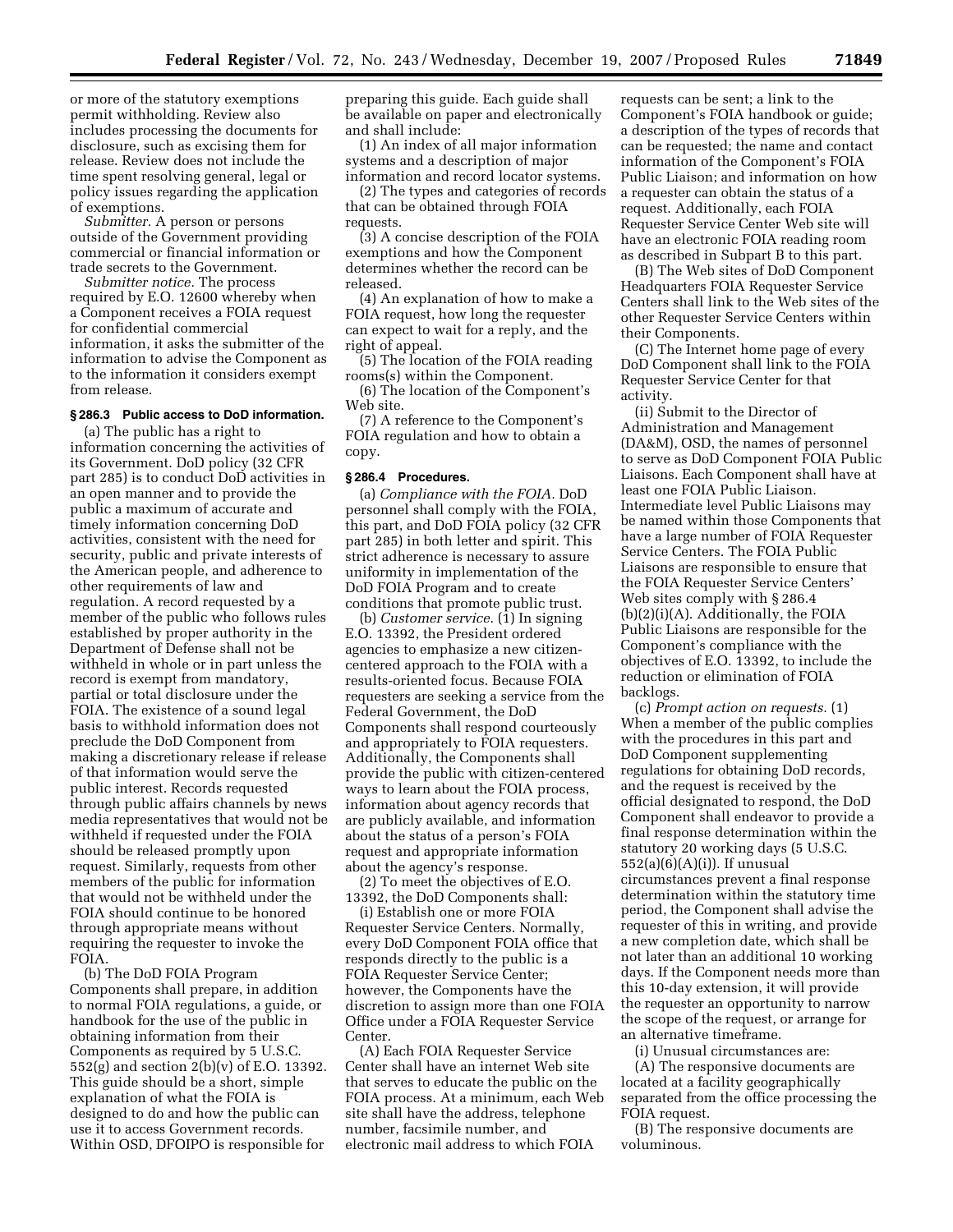or more of the statutory exemptions permit withholding. Review also includes processing the documents for disclosure, such as excising them for release. Review does not include the time spent resolving general, legal or policy issues regarding the application of exemptions.

*Submitter.* A person or persons outside of the Government providing commercial or financial information or trade secrets to the Government.

*Submitter notice.* The process required by E.O. 12600 whereby when a Component receives a FOIA request for confidential commercial information, it asks the submitter of the information to advise the Component as to the information it considers exempt from release.

### § 286.3 Public access to DoD information.

(a) The public has a right to information concerning the activities of its Government. DoD policy (32 CFR part 285) is to conduct DoD activities in an open manner and to provide the public a maximum of accurate and timely information concerning DoD activities, consistent with the need for security, public and private interests of the American people, and adherence to other requirements of law and regulation. A record requested by a member of the public who follows rules established by proper authority in the Department of Defense shall not be withheld in whole or in part unless the record is exempt from mandatory, partial or total disclosure under the FOIA. The existence of a sound legal basis to withhold information does not preclude the DoD Component from making a discretionary release if release of that information would serve the public interest. Records requested through public affairs channels by news media representatives that would not be withheld if requested under the FOIA should be released promptly upon request. Similarly, requests from other members of the public for information that would not be withheld under the FOIA should continue to be honored through appropriate means without requiring the requester to invoke the FOIA.

(b) The DoD FOIA Program Components shall prepare, in addition to normal FOIA regulations, a guide, or handbook for the use of the public in obtaining information from their Components as required by 5 U.S.C. 552(g) and section 2(b)(v) of E.O. 13392. This guide should be a short, simple explanation of what the FOIA is designed to do and how the public can use it to access Government records. Within OSD, DFOIPO is responsible for preparing this guide. Each guide shall be available on paper and electronically and shall include:

(1) An index of all major information systems and a description of major information and record locator systems.

(2) The types and categories of records that can be obtained through FOIA requests.

(3) A concise description of the FOIA exemptions and how the Component determines whether the record can be released.

(4) An explanation of how to make a FOIA request, how long the requester can expect to wait for a reply, and the right of appeal.

(5) The location of the FOIA reading rooms(s) within the Component.

(6) The location of the Component's Web site.

(7) A reference to the Component's FOIA regulation and how to obtain a copy.

### § 286.4 Procedures.

(a) *Compliance with the FOIA.* DoD personnel shall comply with the FOIA, this part, and DoD FOIA policy (32 CFR part 285) in both letter and spirit. This strict adherence is necessary to assure uniformity in implementation of the DoD FOIA Program and to create conditions that promote public trust.

(b) *Customer service.* (1) In signing E.O. 13392, the President ordered agencies to emphasize a new citizen-centered approach to the FOIA with a results-oriented focus. Because FOIA requesters are seeking a service from the Federal Government, the DoD Components shall respond courteously and appropriately to FOIA requesters. Additionally, the Components shall provide the public with citizen-centered ways to learn about the FOIA process, information about agency records that are publicly available, and information about the status of a person's FOIA request and appropriate information about the agency's response.

(2) To meet the objectives of E.O. 13392, the DoD Components shall:

(i) Establish one or more FOIA Requester Service Centers. Normally, every DoD Component FOIA office that responds directly to the public is a FOIA Requester Service Center; however, the Components have the discretion to assign more than one FOIA Office under a FOIA Requester Service Center.

(A) Each FOIA Requester Service Center shall have an internet Web site that serves to educate the public on the FOIA process. At a minimum, each Web site shall have the address, telephone number, facsimile number, and electronic mail address to which FOIA requests can be sent; a link to the Component's FOIA handbook or guide; a description of the types of records that can be requested; the name and contact information of the Component's FOIA Public Liaison; and information on how a requester can obtain the status of a request. Additionally, each FOIA Requester Service Center Web site will have an electronic FOIA reading room as described in Subpart B to this part.

(B) The Web sites of DoD Component Headquarters FOIA Requester Service Centers shall link to the Web sites of the other Requester Service Centers within their Components.

(C) The Internet home page of every DoD Component shall link to the FOIA Requester Service Center for that activity.

(ii) Submit to the Director of Administration and Management (DA&M), OSD, the names of personnel to serve as DoD Component FOIA Public Liaisons. Each Component shall have at least one FOIA Public Liaison. Intermediate level Public Liaisons may be named within those Components that have a large number of FOIA Requester Service Centers. The FOIA Public Liaisons are responsible to ensure that the FOIA Requester Service Centers' Web sites comply with § 286.4 (b)(2)(i)(A). Additionally, the FOIA Public Liaisons are responsible for the Component's compliance with the objectives of E.O. 13392, to include the reduction or elimination of FOIA backlogs.

(c) *Prompt action on requests.* (1) When a member of the public complies with the procedures in this part and DoD Component supplementing regulations for obtaining DoD records, and the request is received by the official designated to respond, the DoD Component shall endeavor to provide a final response determination within the statutory 20 working days (5 U.S.C. 552(a)(6)(A)(i)). If unusual circumstances prevent a final response determination within the statutory time period, the Component shall advise the requester of this in writing, and provide a new completion date, which shall be not later than an additional 10 working days. If the Component needs more than this 10-day extension, it will provide the requester an opportunity to narrow the scope of the request, or arrange for an alternative timeframe.

(i) Unusual circumstances are:

(A) The responsive documents are located at a facility geographically separated from the office processing the FOIA request.

(B) The responsive documents are voluminous.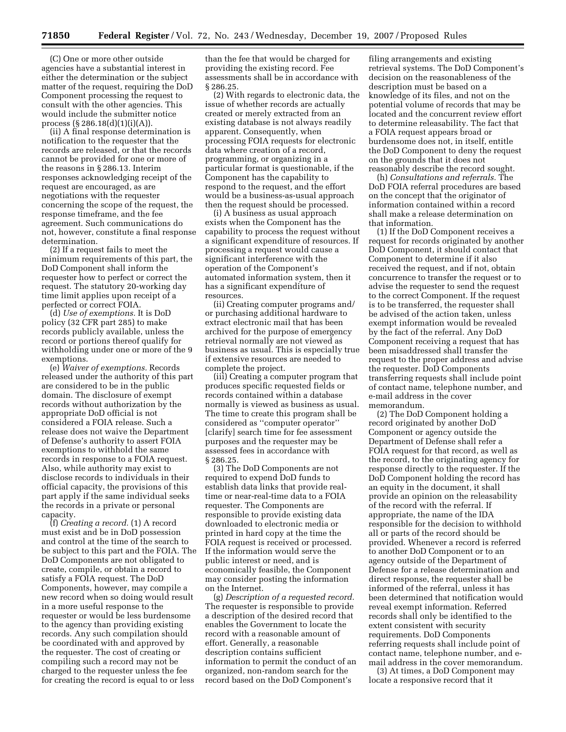(C) One or more other outside agencies have a substantial interest in either the determination or the subject matter of the request, requiring the DoD Component processing the request to consult with the other agencies. This would include the submitter notice process (§ 286.18(d)(1)(i)(A)).

(ii) A final response determination is notification to the requester that the records are released, or that the records cannot be provided for one or more of the reasons in § 286.13. Interim responses acknowledging receipt of the request are encouraged, as are negotiations with the requester concerning the scope of the request, the response timeframe, and the fee agreement. Such communications do not, however, constitute a final response determination.

(2) If a request fails to meet the minimum requirements of this part, the DoD Component shall inform the requester how to perfect or correct the request. The statutory 20-working day time limit applies upon receipt of a perfected or correct FOIA.

(d) *Use of exemptions.* It is DoD policy (32 CFR part 285) to make records publicly available, unless the record or portions thereof qualify for withholding under one or more of the 9 exemptions.

(e) *Waiver of exemptions.* Records released under the authority of this part are considered to be in the public domain. The disclosure of exempt records without authorization by the appropriate DoD official is not considered a FOIA release. Such a release does not waive the Department of Defense's authority to assert FOIA exemptions to withhold the same records in response to a FOIA request. Also, while authority may exist to disclose records to individuals in their official capacity, the provisions of this part apply if the same individual seeks the records in a private or personal capacity.

(f) *Creating a record.* (1) A record must exist and be in DoD possession and control at the time of the search to be subject to this part and the FOIA. The DoD Components are not obligated to create, compile, or obtain a record to satisfy a FOIA request. The DoD Components, however, may compile a new record when so doing would result in a more useful response to the requester or would be less burdensome to the agency than providing existing records. Any such compilation should be coordinated with and approved by the requester. The cost of creating or compiling such a record may not be charged to the requester unless the fee for creating the record is equal to or less than the fee that would be charged for providing the existing record. Fee assessments shall be in accordance with § 286.25.

(2) With regards to electronic data, the issue of whether records are actually created or merely extracted from an existing database is not always readily apparent. Consequently, when processing FOIA requests for electronic data where creation of a record, programming, or organizing in a particular format is questionable, if the Component has the capability to respond to the request, and the effort would be a business-as-usual approach then the request should be processed.

(i) A business as usual approach exists when the Component has the capability to process the request without a significant expenditure of resources. If processing a request would cause a significant interference with the operation of the Component's automated information system, then it has a significant expenditure of resources.

(ii) Creating computer programs and/or purchasing additional hardware to extract electronic mail that has been archived for the purpose of emergency retrieval normally are not viewed as business as usual. This is especially true if extensive resources are needed to complete the project.

(iii) Creating a computer program that produces specific requested fields or records contained within a database normally is viewed as business as usual. The time to create this program shall be considered as ''computer operator'' [clarify] search time for fee assessment purposes and the requester may be assessed fees in accordance with § 286.25.

(3) The DoD Components are not required to expend DoD funds to establish data links that provide real-time or near-real-time data to a FOIA requester. The Components are responsible to provide existing data downloaded to electronic media or printed in hard copy at the time the FOIA request is received or processed. If the information would serve the public interest or need, and is economically feasible, the Component may consider posting the information on the Internet.

(g) *Description of a requested record.* The requester is responsible to provide a description of the desired record that enables the Government to locate the record with a reasonable amount of effort. Generally, a reasonable description contains sufficient information to permit the conduct of an organized, non-random search for the record based on the DoD Component's filing arrangements and existing retrieval systems. The DoD Component's decision on the reasonableness of the description must be based on a knowledge of its files, and not on the potential volume of records that may be located and the concurrent review effort to determine releasability. The fact that a FOIA request appears broad or burdensome does not, in itself, entitle the DoD Component to deny the request on the grounds that it does not reasonably describe the record sought.

(h) *Consultations and referrals.* The DoD FOIA referral procedures are based on the concept that the originator of information contained within a record shall make a release determination on that information.

(1) If the DoD Component receives a request for records originated by another DoD Component, it should contact that Component to determine if it also received the request, and if not, obtain concurrence to transfer the request or to advise the requester to send the request to the correct Component. If the request is to be transferred, the requester shall be advised of the action taken, unless exempt information would be revealed by the fact of the referral. Any DoD Component receiving a request that has been misaddressed shall transfer the request to the proper address and advise the requester. DoD Components transferring requests shall include point of contact name, telephone number, and e-mail address in the cover memorandum.

(2) The DoD Component holding a record originated by another DoD Component or agency outside the Department of Defense shall refer a FOIA request for that record, as well as the record, to the originating agency for response directly to the requester. If the DoD Component holding the record has an equity in the document, it shall provide an opinion on the releasability of the record with the referral. If appropriate, the name of the IDA responsible for the decision to withhold all or parts of the record should be provided. Whenever a record is referred to another DoD Component or to an agency outside of the Department of Defense for a release determination and direct response, the requester shall be informed of the referral, unless it has been determined that notification would reveal exempt information. Referred records shall only be identified to the extent consistent with security requirements. DoD Components referring requests shall include point of contact name, telephone number, and e-mail address in the cover memorandum.

(3) At times, a DoD Component may locate a responsive record that it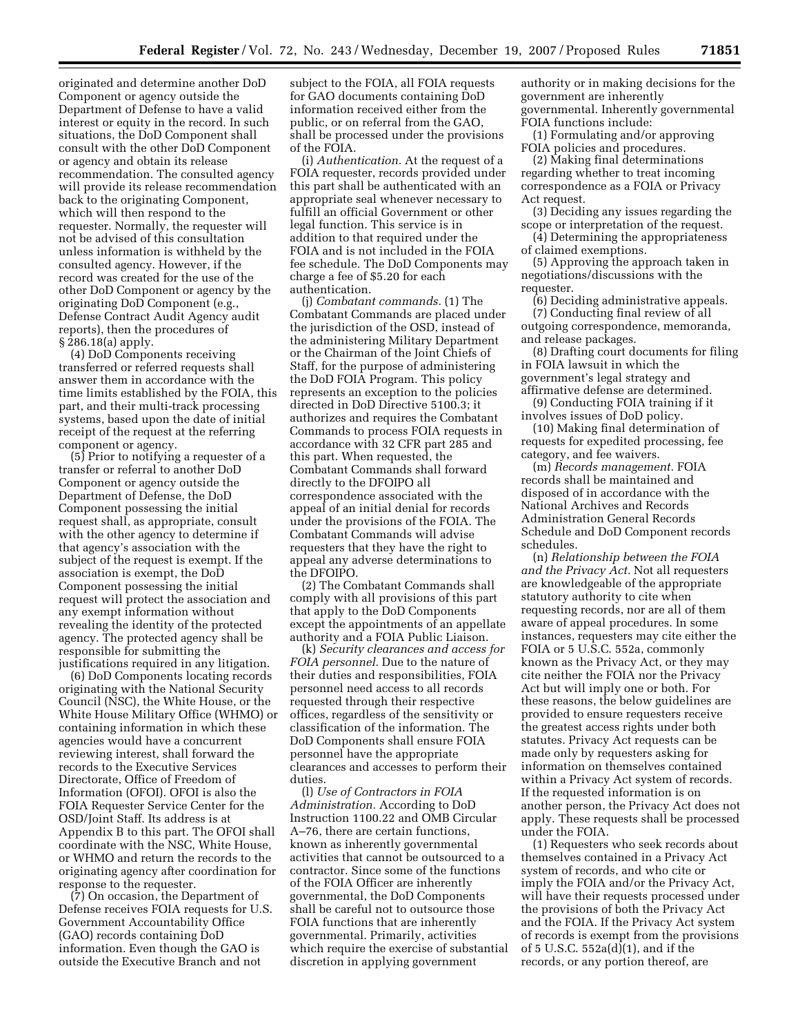originated and determine another DoD Component or agency outside the Department of Defense to have a valid interest or equity in the record. In such situations, the DoD Component shall consult with the other DoD Component or agency and obtain its release recommendation. The consulted agency will provide its release recommendation back to the originating Component, which will then respond to the requester. Normally, the requester will not be advised of this consultation unless information is withheld by the consulted agency. However, if the record was created for the use of the other DoD Component or agency by the originating DoD Component (e.g., Defense Contract Audit Agency audit reports), then the procedures of § 286.18(a) apply.

(4) DoD Components receiving transferred or referred requests shall answer them in accordance with the time limits established by the FOIA, this part, and their multi-track processing systems, based upon the date of initial receipt of the request at the referring component or agency.

(5) Prior to notifying a requester of a transfer or referral to another DoD Component or agency outside the Department of Defense, the DoD Component possessing the initial request shall, as appropriate, consult with the other agency to determine if that agency's association with the subject of the request is exempt. If the association is exempt, the DoD Component possessing the initial request will protect the association and any exempt information without revealing the identity of the protected agency. The protected agency shall be responsible for submitting the justifications required in any litigation.

(6) DoD Components locating records originating with the National Security Council (NSC), the White House, or the White House Military Office (WHMO) or containing information in which these agencies would have a concurrent reviewing interest, shall forward the records to the Executive Services Directorate, Office of Freedom of Information (OFOI). OFOI is also the FOIA Requester Service Center for the OSD/Joint Staff. Its address is at Appendix B to this part. The OFOI shall coordinate with the NSC, White House, or WHMO and return the records to the originating agency after coordination for response to the requester.

(7) On occasion, the Department of Defense receives FOIA requests for U.S. Government Accountability Office (GAO) records containing DoD information. Even though the GAO is outside the Executive Branch and not subject to the FOIA, all FOIA requests for GAO documents containing DoD information received either from the public, or on referral from the GAO, shall be processed under the provisions of the FOIA.

(i) *Authentication.* At the request of a FOIA requester, records provided under this part shall be authenticated with an appropriate seal whenever necessary to fulfill an official Government or other legal function. This service is in addition to that required under the FOIA and is not included in the FOIA fee schedule. The DoD Components may charge a fee of $5.20 for each authentication.

(j) *Combatant commands.* (1) The Combatant Commands are placed under the jurisdiction of the OSD, instead of the administering Military Department or the Chairman of the Joint Chiefs of Staff, for the purpose of administering the DoD FOIA Program. This policy represents an exception to the policies directed in DoD Directive 5100.3; it authorizes and requires the Combatant Commands to process FOIA requests in accordance with 32 CFR part 285 and this part. When requested, the Combatant Commands shall forward directly to the DFOIPO all correspondence associated with the appeal of an initial denial for records under the provisions of the FOIA. The Combatant Commands will advise requesters that they have the right to appeal any adverse determinations to the DFOIPO.

(2) The Combatant Commands shall comply with all provisions of this part that apply to the DoD Components except the appointments of an appellate authority and a FOIA Public Liaison.

(k) *Security clearances and access for FOIA personnel.* Due to the nature of their duties and responsibilities, FOIA personnel need access to all records requested through their respective offices, regardless of the sensitivity or classification of the information. The DoD Components shall ensure FOIA personnel have the appropriate clearances and accesses to perform their duties.

(l) *Use of Contractors in FOIA Administration.* According to DoD Instruction 1100.22 and OMB Circular A–76, there are certain functions, known as inherently governmental activities that cannot be outsourced to a contractor. Since some of the functions of the FOIA Officer are inherently governmental, the DoD Components shall be careful not to outsource those FOIA functions that are inherently governmental. Primarily, activities which require the exercise of substantial discretion in applying government authority or in making decisions for the government are inherently governmental. Inherently governmental FOIA functions include:

(1) Formulating and/or approving FOIA policies and procedures.

(2) Making final determinations regarding whether to treat incoming correspondence as a FOIA or Privacy Act request.

(3) Deciding any issues regarding the scope or interpretation of the request.

(4) Determining the appropriateness of claimed exemptions.

(5) Approving the approach taken in negotiations/discussions with the requester.

(6) Deciding administrative appeals.

(7) Conducting final review of all outgoing correspondence, memoranda, and release packages.

(8) Drafting court documents for filing in FOIA lawsuit in which the government's legal strategy and affirmative defense are determined.

(9) Conducting FOIA training if it involves issues of DoD policy.

(10) Making final determination of requests for expedited processing, fee category, and fee waivers.

(m) *Records management.* FOIA records shall be maintained and disposed of in accordance with the National Archives and Records Administration General Records Schedule and DoD Component records schedules.

(n) *Relationship between the FOIA and the Privacy Act.* Not all requesters are knowledgeable of the appropriate statutory authority to cite when requesting records, nor are all of them aware of appeal procedures. In some instances, requesters may cite either the FOIA or 5 U.S.C. 552a, commonly known as the Privacy Act, or they may cite neither the FOIA nor the Privacy Act but will imply one or both. For these reasons, the below guidelines are provided to ensure requesters receive the greatest access rights under both statutes. Privacy Act requests can be made only by requesters asking for information on themselves contained within a Privacy Act system of records. If the requested information is on another person, the Privacy Act does not apply. These requests shall be processed under the FOIA.

(1) Requesters who seek records about themselves contained in a Privacy Act system of records, and who cite or imply the FOIA and/or the Privacy Act, will have their requests processed under the provisions of both the Privacy Act and the FOIA. If the Privacy Act system of records is exempt from the provisions of 5 U.S.C. 552a(d)(1), and if the records, or any portion thereof, are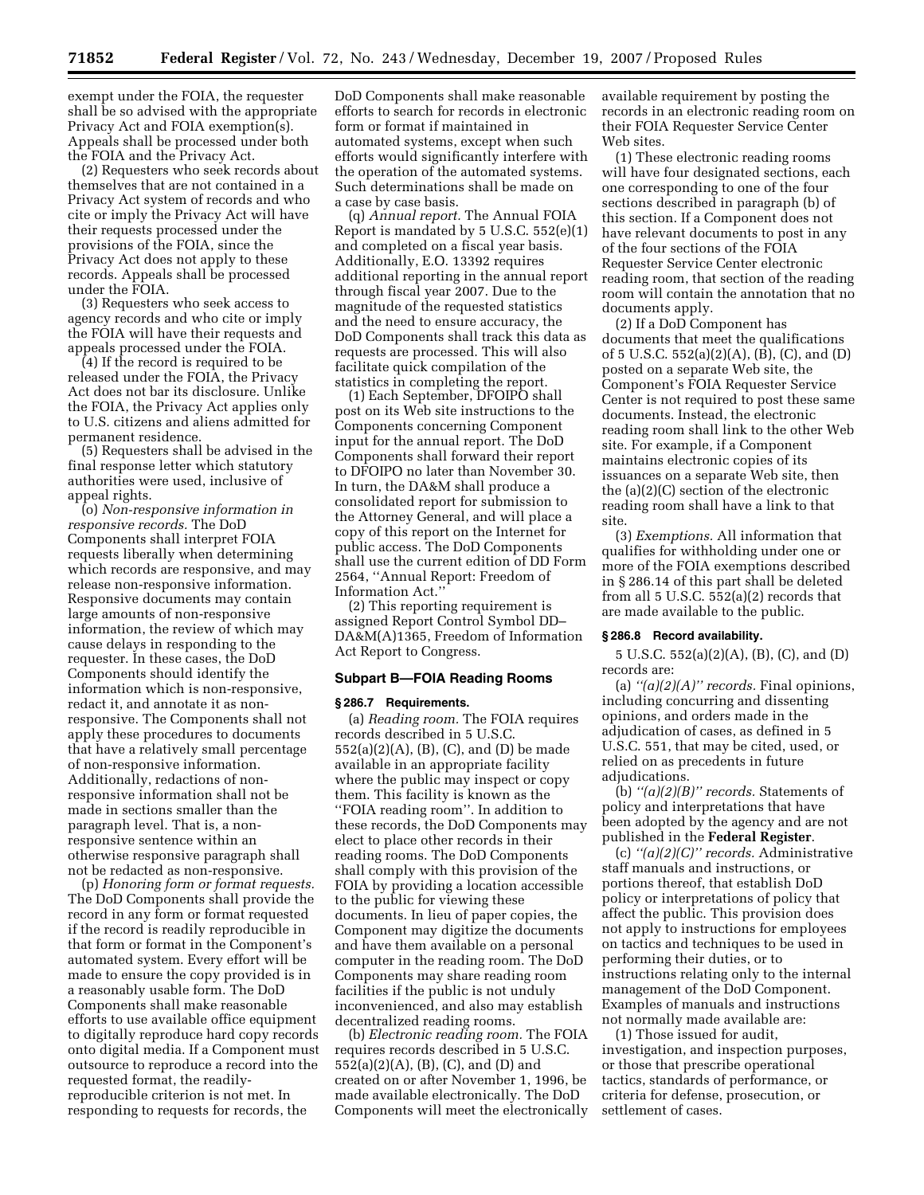exempt under the FOIA, the requester shall be so advised with the appropriate Privacy Act and FOIA exemption(s). Appeals shall be processed under both the FOIA and the Privacy Act.

(2) Requesters who seek records about themselves that are not contained in a Privacy Act system of records and who cite or imply the Privacy Act will have their requests processed under the provisions of the FOIA, since the Privacy Act does not apply to these records. Appeals shall be processed under the FOIA.

(3) Requesters who seek access to agency records and who cite or imply the FOIA will have their requests and appeals processed under the FOIA.

(4) If the record is required to be released under the FOIA, the Privacy Act does not bar its disclosure. Unlike the FOIA, the Privacy Act applies only to U.S. citizens and aliens admitted for permanent residence.

(5) Requesters shall be advised in the final response letter which statutory authorities were used, inclusive of appeal rights.

(o) *Non-responsive information in responsive records.* The DoD Components shall interpret FOIA requests liberally when determining which records are responsive, and may release non-responsive information. Responsive documents may contain large amounts of non-responsive information, the review of which may cause delays in responding to the requester. In these cases, the DoD Components should identify the information which is non-responsive, redact it, and annotate it as non-responsive. The Components shall not apply these procedures to documents that have a relatively small percentage of non-responsive information. Additionally, redactions of non-responsive information shall not be made in sections smaller than the paragraph level. That is, a non-responsive sentence within an otherwise responsive paragraph shall not be redacted as non-responsive.

(p) *Honoring form or format requests.* The DoD Components shall provide the record in any form or format requested if the record is readily reproducible in that form or format in the Component's automated system. Every effort will be made to ensure the copy provided is in a reasonably usable form. The DoD Components shall make reasonable efforts to use available office equipment to digitally reproduce hard copy records onto digital media. If a Component must outsource to reproduce a record into the requested format, the readily-reproducible criterion is not met. In responding to requests for records, the DoD Components shall make reasonable efforts to search for records in electronic form or format if maintained in automated systems, except when such efforts would significantly interfere with the operation of the automated systems. Such determinations shall be made on a case by case basis.

(q) *Annual report.* The Annual FOIA Report is mandated by 5 U.S.C. 552(e)(1) and completed on a fiscal year basis. Additionally, E.O. 13392 requires additional reporting in the annual report through fiscal year 2007. Due to the magnitude of the requested statistics and the need to ensure accuracy, the DoD Components shall track this data as requests are processed. This will also facilitate quick compilation of the statistics in completing the report.

(1) Each September, DFOIPO shall post on its Web site instructions to the Components concerning Component input for the annual report. The DoD Components shall forward their report to DFOIPO no later than November 30. In turn, the DA&M shall produce a consolidated report for submission to the Attorney General, and will place a copy of this report on the Internet for public access. The DoD Components shall use the current edition of DD Form 2564, ''Annual Report: Freedom of Information Act.''

(2) This reporting requirement is assigned Report Control Symbol DD–DA&M(A)1365, Freedom of Information Act Report to Congress.

## Subpart B—FOIA Reading Rooms

### § 286.7 Requirements.

(a) *Reading room.* The FOIA requires records described in 5 U.S.C. 552(a)(2)(A), (B), (C), and (D) be made available in an appropriate facility where the public may inspect or copy them. This facility is known as the ''FOIA reading room''. In addition to these records, the DoD Components may elect to place other records in their reading rooms. The DoD Components shall comply with this provision of the FOIA by providing a location accessible to the public for viewing these documents. In lieu of paper copies, the Component may digitize the documents and have them available on a personal computer in the reading room. The DoD Components may share reading room facilities if the public is not unduly inconvenienced, and also may establish decentralized reading rooms.

(b) *Electronic reading room.* The FOIA requires records described in 5 U.S.C. 552(a)(2)(A), (B), (C), and (D) and created on or after November 1, 1996, be made available electronically. The DoD Components will meet the electronically available requirement by posting the records in an electronic reading room on their FOIA Requester Service Center Web sites.

(1) These electronic reading rooms will have four designated sections, each one corresponding to one of the four sections described in paragraph (b) of this section. If a Component does not have relevant documents to post in any of the four sections of the FOIA Requester Service Center electronic reading room, that section of the reading room will contain the annotation that no documents apply.

(2) If a DoD Component has documents that meet the qualifications of 5 U.S.C. 552(a)(2)(A), (B), (C), and (D) posted on a separate Web site, the Component's FOIA Requester Service Center is not required to post these same documents. Instead, the electronic reading room shall link to the other Web site. For example, if a Component maintains electronic copies of its issuances on a separate Web site, then the (a)(2)(C) section of the electronic reading room shall have a link to that site.

(3) *Exemptions.* All information that qualifies for withholding under one or more of the FOIA exemptions described in § 286.14 of this part shall be deleted from all 5 U.S.C. 552(a)(2) records that are made available to the public.

### § 286.8 Record availability.

5 U.S.C. 552(a)(2)(A), (B), (C), and (D) records are:

(a) *''(a)(2)(A)'' records.* Final opinions, including concurring and dissenting opinions, and orders made in the adjudication of cases, as defined in 5 U.S.C. 551, that may be cited, used, or relied on as precedents in future adjudications.

(b) *''(a)(2)(B)'' records.* Statements of policy and interpretations that have been adopted by the agency and are not published in the **Federal Register**.

(c) *''(a)(2)(C)'' records.* Administrative staff manuals and instructions, or portions thereof, that establish DoD policy or interpretations of policy that affect the public. This provision does not apply to instructions for employees on tactics and techniques to be used in performing their duties, or to instructions relating only to the internal management of the DoD Component. Examples of manuals and instructions not normally made available are:

(1) Those issued for audit, investigation, and inspection purposes, or those that prescribe operational tactics, standards of performance, or criteria for defense, prosecution, or settlement of cases.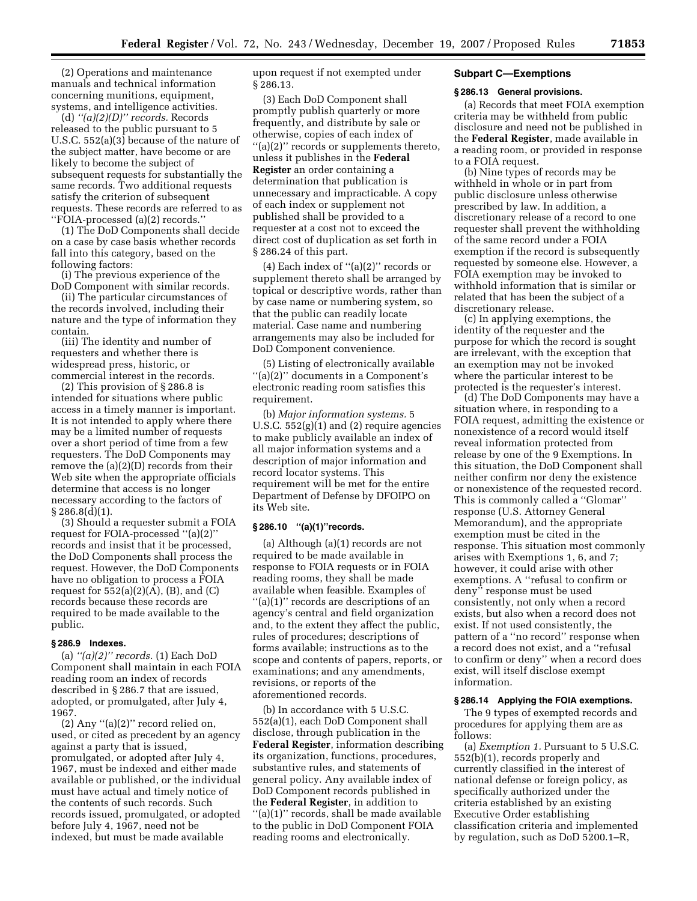(2) Operations and maintenance manuals and technical information concerning munitions, equipment, systems, and intelligence activities.

(d) *''(a)(2)(D)'' records.* Records released to the public pursuant to 5 U.S.C. 552(a)(3) because of the nature of the subject matter, have become or are likely to become the subject of subsequent requests for substantially the same records. Two additional requests satisfy the criterion of subsequent requests. These records are referred to as ''FOIA-processed (a)(2) records.''

(1) The DoD Components shall decide on a case by case basis whether records fall into this category, based on the following factors:

(i) The previous experience of the DoD Component with similar records.

(ii) The particular circumstances of the records involved, including their nature and the type of information they contain.

(iii) The identity and number of requesters and whether there is widespread press, historic, or commercial interest in the records.

(2) This provision of § 286.8 is intended for situations where public access in a timely manner is important. It is not intended to apply where there may be a limited number of requests over a short period of time from a few requesters. The DoD Components may remove the (a)(2)(D) records from their Web site when the appropriate officials determine that access is no longer necessary according to the factors of § 286.8(d)(1).

(3) Should a requester submit a FOIA request for FOIA-processed ''(a)(2)'' records and insist that it be processed, the DoD Components shall process the request. However, the DoD Components have no obligation to process a FOIA request for 552(a)(2)(A), (B), and (C) records because these records are required to be made available to the public.

#### § 286.9 Indexes.

(a) *''(a)(2)'' records.* (1) Each DoD Component shall maintain in each FOIA reading room an index of records described in § 286.7 that are issued, adopted, or promulgated, after July 4, 1967.

(2) Any ''(a)(2)'' record relied on, used, or cited as precedent by an agency against a party that is issued, promulgated, or adopted after July 4, 1967, must be indexed and either made available or published, or the individual must have actual and timely notice of the contents of such records. Such records issued, promulgated, or adopted before July 4, 1967, need not be indexed, but must be made available upon request if not exempted under § 286.13.

(3) Each DoD Component shall promptly publish quarterly or more frequently, and distribute by sale or otherwise, copies of each index of ''(a)(2)'' records or supplements thereto, unless it publishes in the **Federal Register** an order containing a determination that publication is unnecessary and impracticable. A copy of each index or supplement not published shall be provided to a requester at a cost not to exceed the direct cost of duplication as set forth in § 286.24 of this part.

(4) Each index of ''(a)(2)'' records or supplement thereto shall be arranged by topical or descriptive words, rather than by case name or numbering system, so that the public can readily locate material. Case name and numbering arrangements may also be included for DoD Component convenience.

(5) Listing of electronically available ''(a)(2)'' documents in a Component's electronic reading room satisfies this requirement.

(b) *Major information systems.* 5 U.S.C. 552(g)(1) and (2) require agencies to make publicly available an index of all major information systems and a description of major information and record locator systems. This requirement will be met for the entire Department of Defense by DFOIPO on its Web site.

#### § 286.10 ''(a)(1)''records.

(a) Although (a)(1) records are not required to be made available in response to FOIA requests or in FOIA reading rooms, they shall be made available when feasible. Examples of ''(a)(1)'' records are descriptions of an agency's central and field organization and, to the extent they affect the public, rules of procedures; descriptions of forms available; instructions as to the scope and contents of papers, reports, or examinations; and any amendments, revisions, or reports of the aforementioned records.

(b) In accordance with 5 U.S.C. 552(a)(1), each DoD Component shall disclose, through publication in the **Federal Register**, information describing its organization, functions, procedures, substantive rules, and statements of general policy. Any available index of DoD Component records published in the **Federal Register**, in addition to ''(a)(1)'' records, shall be made available to the public in DoD Component FOIA reading rooms and electronically.

### Subpart C—Exemptions

#### § 286.13 General provisions.

(a) Records that meet FOIA exemption criteria may be withheld from public disclosure and need not be published in the **Federal Register**, made available in a reading room, or provided in response to a FOIA request.

(b) Nine types of records may be withheld in whole or in part from public disclosure unless otherwise prescribed by law. In addition, a discretionary release of a record to one requester shall prevent the withholding of the same record under a FOIA exemption if the record is subsequently requested by someone else. However, a FOIA exemption may be invoked to withhold information that is similar or related that has been the subject of a discretionary release.

(c) In applying exemptions, the identity of the requester and the purpose for which the record is sought are irrelevant, with the exception that an exemption may not be invoked where the particular interest to be protected is the requester's interest.

(d) The DoD Components may have a situation where, in responding to a FOIA request, admitting the existence or nonexistence of a record would itself reveal information protected from release by one of the 9 Exemptions. In this situation, the DoD Component shall neither confirm nor deny the existence or nonexistence of the requested record. This is commonly called a ''Glomar'' response (U.S. Attorney General Memorandum), and the appropriate exemption must be cited in the response. This situation most commonly arises with Exemptions 1, 6, and 7; however, it could arise with other exemptions. A ''refusal to confirm or deny'' response must be used consistently, not only when a record exists, but also when a record does not exist. If not used consistently, the pattern of a ''no record'' response when a record does not exist, and a ''refusal to confirm or deny'' when a record does exist, will itself disclose exempt information.

#### § 286.14 Applying the FOIA exemptions.

The 9 types of exempted records and procedures for applying them are as follows:

(a) *Exemption 1.* Pursuant to 5 U.S.C. 552(b)(1), records properly and currently classified in the interest of national defense or foreign policy, as specifically authorized under the criteria established by an existing Executive Order establishing classification criteria and implemented by regulation, such as DoD 5200.1–R,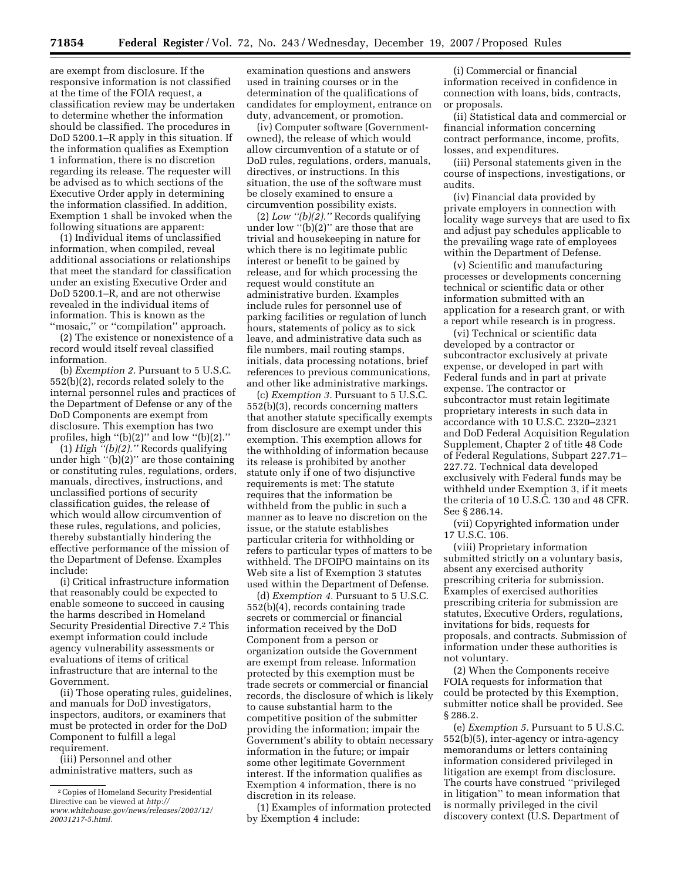are exempt from disclosure. If the responsive information is not classified at the time of the FOIA request, a classification review may be undertaken to determine whether the information should be classified. The procedures in DoD 5200.1–R apply in this situation. If the information qualifies as Exemption 1 information, there is no discretion regarding its release. The requester will be advised as to which sections of the Executive Order apply in determining the information classified. In addition, Exemption 1 shall be invoked when the following situations are apparent:

(1) Individual items of unclassified information, when compiled, reveal additional associations or relationships that meet the standard for classification under an existing Executive Order and DoD 5200.1–R, and are not otherwise revealed in the individual items of information. This is known as the ''mosaic,'' or ''compilation'' approach.

(2) The existence or nonexistence of a record would itself reveal classified information.

(b) *Exemption 2.* Pursuant to 5 U.S.C. 552(b)(2), records related solely to the internal personnel rules and practices of the Department of Defense or any of the DoD Components are exempt from disclosure. This exemption has two profiles, high ''(b)(2)'' and low ''(b)(2).''

(1) *High ''(b)(2).''* Records qualifying under high ''(b)(2)'' are those containing or constituting rules, regulations, orders, manuals, directives, instructions, and unclassified portions of security classification guides, the release of which would allow circumvention of these rules, regulations, and policies, thereby substantially hindering the effective performance of the mission of the Department of Defense. Examples include:

(i) Critical infrastructure information that reasonably could be expected to enable someone to succeed in causing the harms described in Homeland Security Presidential Directive 7.[2] This exempt information could include agency vulnerability assessments or evaluations of items of critical infrastructure that are internal to the Government.

(ii) Those operating rules, guidelines, and manuals for DoD investigators, inspectors, auditors, or examiners that must be protected in order for the DoD Component to fulfill a legal requirement.

(iii) Personnel and other administrative matters, such as examination questions and answers used in training courses or in the determination of the qualifications of candidates for employment, entrance on duty, advancement, or promotion.

(iv) Computer software (Government-owned), the release of which would allow circumvention of a statute or of DoD rules, regulations, orders, manuals, directives, or instructions. In this situation, the use of the software must be closely examined to ensure a circumvention possibility exists.

(2) *Low ''(b)(2).''* Records qualifying under low ''(b)(2)'' are those that are trivial and housekeeping in nature for which there is no legitimate public interest or benefit to be gained by release, and for which processing the request would constitute an administrative burden. Examples include rules for personnel use of parking facilities or regulation of lunch hours, statements of policy as to sick leave, and administrative data such as file numbers, mail routing stamps, initials, data processing notations, brief references to previous communications, and other like administrative markings.

(c) *Exemption 3.* Pursuant to 5 U.S.C. 552(b)(3), records concerning matters that another statute specifically exempts from disclosure are exempt under this exemption. This exemption allows for the withholding of information because its release is prohibited by another statute only if one of two disjunctive requirements is met: The statute requires that the information be withheld from the public in such a manner as to leave no discretion on the issue, or the statute establishes particular criteria for withholding or refers to particular types of matters to be withheld. The DFOIPO maintains on its Web site a list of Exemption 3 statutes used within the Department of Defense.

(d) *Exemption 4.* Pursuant to 5 U.S.C. 552(b)(4), records containing trade secrets or commercial or financial information received by the DoD Component from a person or organization outside the Government are exempt from release. Information protected by this exemption must be trade secrets or commercial or financial records, the disclosure of which is likely to cause substantial harm to the competitive position of the submitter providing the information; impair the Government's ability to obtain necessary information in the future; or impair some other legitimate Government interest. If the information qualifies as Exemption 4 information, there is no discretion in its release.

(1) Examples of information protected by Exemption 4 include:

(i) Commercial or financial information received in confidence in connection with loans, bids, contracts, or proposals.

(ii) Statistical data and commercial or financial information concerning contract performance, income, profits, losses, and expenditures.

(iii) Personal statements given in the course of inspections, investigations, or audits.

(iv) Financial data provided by private employers in connection with locality wage surveys that are used to fix and adjust pay schedules applicable to the prevailing wage rate of employees within the Department of Defense.

(v) Scientific and manufacturing processes or developments concerning technical or scientific data or other information submitted with an application for a research grant, or with a report while research is in progress.

(vi) Technical or scientific data developed by a contractor or subcontractor exclusively at private expense, or developed in part with Federal funds and in part at private expense. The contractor or subcontractor must retain legitimate proprietary interests in such data in accordance with 10 U.S.C. 2320–2321 and DoD Federal Acquisition Regulation Supplement, Chapter 2 of title 48 Code of Federal Regulations, Subpart 227.71–227.72. Technical data developed exclusively with Federal funds may be withheld under Exemption 3, if it meets the criteria of 10 U.S.C. 130 and 48 CFR. See § 286.14.

(vii) Copyrighted information under 17 U.S.C. 106.

(viii) Proprietary information submitted strictly on a voluntary basis, absent any exercised authority prescribing criteria for submission. Examples of exercised authorities prescribing criteria for submission are statutes, Executive Orders, regulations, invitations for bids, requests for proposals, and contracts. Submission of information under these authorities is not voluntary.

(2) When the Components receive FOIA requests for information that could be protected by this Exemption, submitter notice shall be provided. See § 286.2.

(e) *Exemption 5.* Pursuant to 5 U.S.C. 552(b)(5), inter-agency or intra-agency memorandums or letters containing information considered privileged in litigation are exempt from disclosure. The courts have construed ''privileged in litigation'' to mean information that is normally privileged in the civil discovery context (U.S. Department of

[2] Copies of Homeland Security Presidential Directive can be viewed at *http://www.whitehouse.gov/news/releases/2003/12/20031217-5.html.*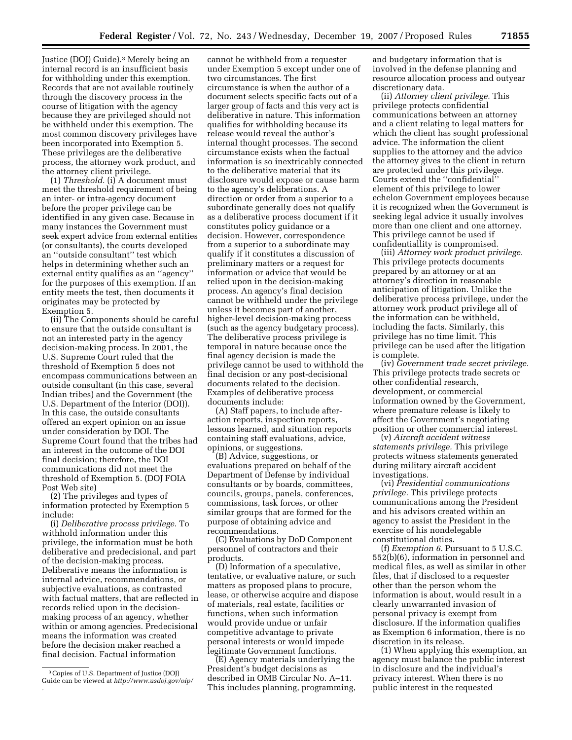Justice (DOJ) Guide).[3] Merely being an internal record is an insufficient basis for withholding under this exemption. Records that are not available routinely through the discovery process in the course of litigation with the agency because they are privileged should not be withheld under this exemption. The most common discovery privileges have been incorporated into Exemption 5. These privileges are the deliberative process, the attorney work product, and the attorney client privilege.

(1) *Threshold.* (i) A document must meet the threshold requirement of being an inter- or intra-agency document before the proper privilege can be identified in any given case. Because in many instances the Government must seek expert advice from external entities (or consultants), the courts developed an ''outside consultant'' test which helps in determining whether such an external entity qualifies as an ''agency'' for the purposes of this exemption. If an entity meets the test, then documents it originates may be protected by Exemption 5.

(ii) The Components should be careful to ensure that the outside consultant is not an interested party in the agency decision-making process. In 2001, the U.S. Supreme Court ruled that the threshold of Exemption 5 does not encompass communications between an outside consultant (in this case, several Indian tribes) and the Government (the U.S. Department of the Interior (DOI)). In this case, the outside consultants offered an expert opinion on an issue under consideration by DOI. The Supreme Court found that the tribes had an interest in the outcome of the DOI final decision; therefore, the DOI communications did not meet the threshold of Exemption 5. (DOJ FOIA Post Web site)

(2) The privileges and types of information protected by Exemption 5 include:

(i) *Deliberative process privilege.* To withhold information under this privilege, the information must be both deliberative and predecisional, and part of the decision-making process. Deliberative means the information is internal advice, recommendations, or subjective evaluations, as contrasted with factual matters, that are reflected in records relied upon in the decision-making process of an agency, whether within or among agencies. Predecisional means the information was created before the decision maker reached a final decision. Factual information cannot be withheld from a requester under Exemption 5 except under one of two circumstances. The first circumstance is when the author of a document selects specific facts out of a larger group of facts and this very act is deliberative in nature. This information qualifies for withholding because its release would reveal the author's internal thought processes. The second circumstance exists when the factual information is so inextricably connected to the deliberative material that its disclosure would expose or cause harm to the agency's deliberations. A direction or order from a superior to a subordinate generally does not qualify as a deliberative process document if it constitutes policy guidance or a decision. However, correspondence from a superior to a subordinate may qualify if it constitutes a discussion of preliminary matters or a request for information or advice that would be relied upon in the decision-making process. An agency's final decision cannot be withheld under the privilege unless it becomes part of another, higher-level decision-making process (such as the agency budgetary process). The deliberative process privilege is temporal in nature because once the final agency decision is made the privilege cannot be used to withhold the final decision or any post-decisional documents related to the decision. Examples of deliberative process documents include:

(A) Staff papers, to include after-action reports, inspection reports, lessons learned, and situation reports containing staff evaluations, advice, opinions, or suggestions.

(B) Advice, suggestions, or evaluations prepared on behalf of the Department of Defense by individual consultants or by boards, committees, councils, groups, panels, conferences, commissions, task forces, or other similar groups that are formed for the purpose of obtaining advice and recommendations.

(C) Evaluations by DoD Component personnel of contractors and their products.

(D) Information of a speculative, tentative, or evaluative nature, or such matters as proposed plans to procure, lease, or otherwise acquire and dispose of materials, real estate, facilities or functions, when such information would provide undue or unfair competitive advantage to private personal interests or would impede legitimate Government functions.

(E) Agency materials underlying the President's budget decisions as described in OMB Circular No. A–11. This includes planning, programming, and budgetary information that is involved in the defense planning and resource allocation process and outyear discretionary data.

(ii) *Attorney client privilege.* This privilege protects confidential communications between an attorney and a client relating to legal matters for which the client has sought professional advice. The information the client supplies to the attorney and the advice the attorney gives to the client in return are protected under this privilege. Courts extend the ''confidential'' element of this privilege to lower echelon Government employees because it is recognized when the Government is seeking legal advice it usually involves more than one client and one attorney. This privilege cannot be used if confidentiallity is compromised.

(iii) *Attorney work product privilege.* This privilege protects documents prepared by an attorney or at an attorney's direction in reasonable anticipation of litigation. Unlike the deliberative process privilege, under the attorney work product privilege all of the information can be withheld, including the facts. Similarly, this privilege has no time limit. This privilege can be used after the litigation is complete.

(iv) *Government trade secret privilege.* This privilege protects trade secrets or other confidential research, development, or commercial information owned by the Government, where premature release is likely to affect the Government's negotiating position or other commercial interest.

(v) *Aircraft accident witness statements privilege.* This privilege protects witness statements generated during military aircraft accident investigations.

(vi) *Presidential communications privilege.* This privilege protects communications among the President and his advisors created within an agency to assist the President in the exercise of his nondelegable constitutional duties.

(f) *Exemption 6.* Pursuant to 5 U.S.C. 552(b)(6), information in personnel and medical files, as well as similar in other files, that if disclosed to a requester other than the person whom the information is about, would result in a clearly unwarranted invasion of personal privacy is exempt from disclosure. If the information qualifies as Exemption 6 information, there is no discretion in its release.

(1) When applying this exemption, an agency must balance the public interest in disclosure and the individual's privacy interest. When there is no public interest in the requested

---

[3] Copies of U.S. Department of Justice (DOJ) Guide can be viewed at *http://www.usdoj.gov/oip/*.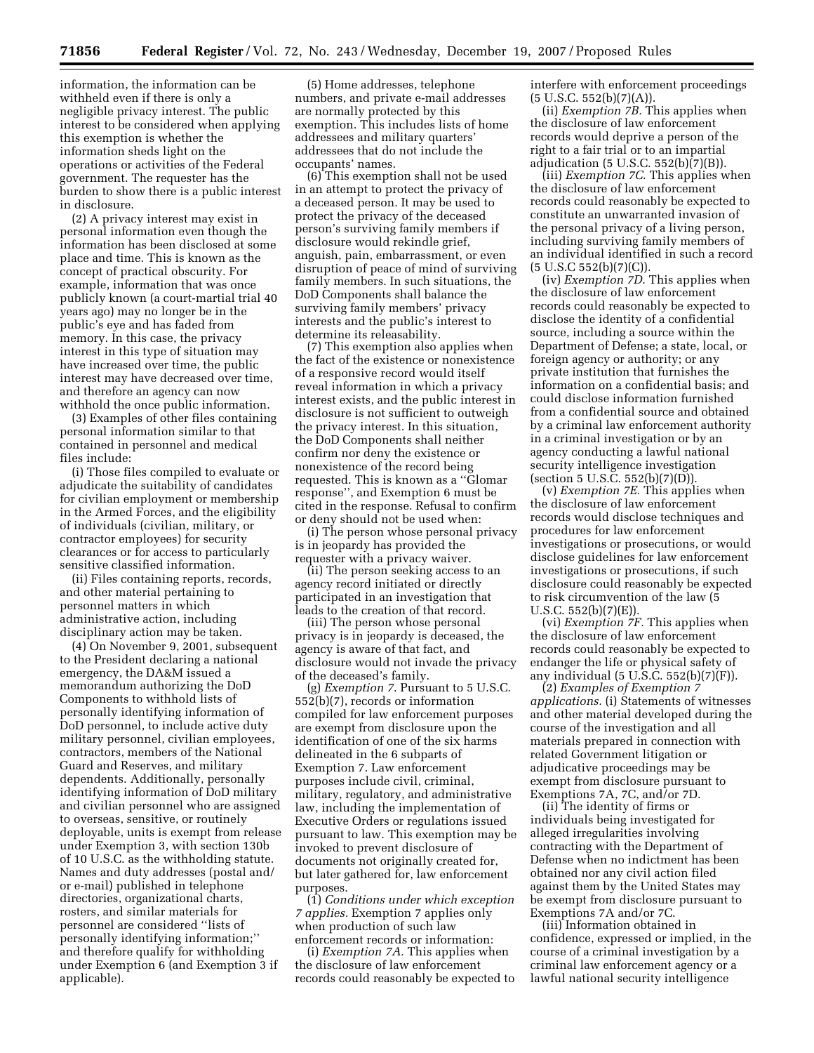information, the information can be withheld even if there is only a negligible privacy interest. The public interest to be considered when applying this exemption is whether the information sheds light on the operations or activities of the Federal government. The requester has the burden to show there is a public interest in disclosure.

(2) A privacy interest may exist in personal information even though the information has been disclosed at some place and time. This is known as the concept of practical obscurity. For example, information that was once publicly known (a court-martial trial 40 years ago) may no longer be in the public's eye and has faded from memory. In this case, the privacy interest in this type of situation may have increased over time, the public interest may have decreased over time, and therefore an agency can now withhold the once public information.

(3) Examples of other files containing personal information similar to that contained in personnel and medical files include:

(i) Those files compiled to evaluate or adjudicate the suitability of candidates for civilian employment or membership in the Armed Forces, and the eligibility of individuals (civilian, military, or contractor employees) for security clearances or for access to particularly sensitive classified information.

(ii) Files containing reports, records, and other material pertaining to personnel matters in which administrative action, including disciplinary action may be taken.

(4) On November 9, 2001, subsequent to the President declaring a national emergency, the DA&M issued a memorandum authorizing the DoD Components to withhold lists of personally identifying information of DoD personnel, to include active duty military personnel, civilian employees, contractors, members of the National Guard and Reserves, and military dependents. Additionally, personally identifying information of DoD military and civilian personnel who are assigned to overseas, sensitive, or routinely deployable, units is exempt from release under Exemption 3, with section 130b of 10 U.S.C. as the withholding statute. Names and duty addresses (postal and/or e-mail) published in telephone directories, organizational charts, rosters, and similar materials for personnel are considered ''lists of personally identifying information;'' and therefore qualify for withholding under Exemption 6 (and Exemption 3 if applicable).

(5) Home addresses, telephone numbers, and private e-mail addresses are normally protected by this exemption. This includes lists of home addressees and military quarters' addressees that do not include the occupants' names.

(6) This exemption shall not be used in an attempt to protect the privacy of a deceased person. It may be used to protect the privacy of the deceased person's surviving family members if disclosure would rekindle grief, anguish, pain, embarrassment, or even disruption of peace of mind of surviving family members. In such situations, the DoD Components shall balance the surviving family members' privacy interests and the public's interest to determine its releasability.

(7) This exemption also applies when the fact of the existence or nonexistence of a responsive record would itself reveal information in which a privacy interest exists, and the public interest in disclosure is not sufficient to outweigh the privacy interest. In this situation, the DoD Components shall neither confirm nor deny the existence or nonexistence of the record being requested. This is known as a ''Glomar response'', and Exemption 6 must be cited in the response. Refusal to confirm or deny should not be used when:

(i) The person whose personal privacy is in jeopardy has provided the requester with a privacy waiver.

(ii) The person seeking access to an agency record initiated or directly participated in an investigation that leads to the creation of that record.

(iii) The person whose personal privacy is in jeopardy is deceased, the agency is aware of that fact, and disclosure would not invade the privacy of the deceased's family.

(g) *Exemption 7.* Pursuant to 5 U.S.C. 552(b)(7), records or information compiled for law enforcement purposes are exempt from disclosure upon the identification of one of the six harms delineated in the 6 subparts of Exemption 7. Law enforcement purposes include civil, criminal, military, regulatory, and administrative law, including the implementation of Executive Orders or regulations issued pursuant to law. This exemption may be invoked to prevent disclosure of documents not originally created for, but later gathered for, law enforcement purposes.

(1) *Conditions under which exception 7 applies.* Exemption 7 applies only when production of such law enforcement records or information:

(i) *Exemption 7A.* This applies when the disclosure of law enforcement records could reasonably be expected to interfere with enforcement proceedings (5 U.S.C. 552(b)(7)(A)).

(ii) *Exemption 7B.* This applies when the disclosure of law enforcement records would deprive a person of the right to a fair trial or to an impartial adjudication (5 U.S.C. 552(b)(7)(B)).

(iii) *Exemption 7C.* This applies when the disclosure of law enforcement records could reasonably be expected to constitute an unwarranted invasion of the personal privacy of a living person, including surviving family members of an individual identified in such a record (5 U.S.C 552(b)(7)(C)).

(iv) *Exemption 7D.* This applies when the disclosure of law enforcement records could reasonably be expected to disclose the identity of a confidential source, including a source within the Department of Defense; a state, local, or foreign agency or authority; or any private institution that furnishes the information on a confidential basis; and could disclose information furnished from a confidential source and obtained by a criminal law enforcement authority in a criminal investigation or by an agency conducting a lawful national security intelligence investigation (section 5 U.S.C. 552(b)(7)(D)).

(v) *Exemption 7E.* This applies when the disclosure of law enforcement records would disclose techniques and procedures for law enforcement investigations or prosecutions, or would disclose guidelines for law enforcement investigations or prosecutions, if such disclosure could reasonably be expected to risk circumvention of the law (5 U.S.C. 552(b)(7)(E)).

(vi) *Exemption 7F.* This applies when the disclosure of law enforcement records could reasonably be expected to endanger the life or physical safety of any individual (5 U.S.C. 552(b)(7)(F)).

(2) *Examples of Exemption 7 applications.* (i) Statements of witnesses and other material developed during the course of the investigation and all materials prepared in connection with related Government litigation or adjudicative proceedings may be exempt from disclosure pursuant to Exemptions 7A, 7C, and/or 7D.

(ii) The identity of firms or individuals being investigated for alleged irregularities involving contracting with the Department of Defense when no indictment has been obtained nor any civil action filed against them by the United States may be exempt from disclosure pursuant to Exemptions 7A and/or 7C.

(iii) Information obtained in confidence, expressed or implied, in the course of a criminal investigation by a criminal law enforcement agency or a lawful national security intelligence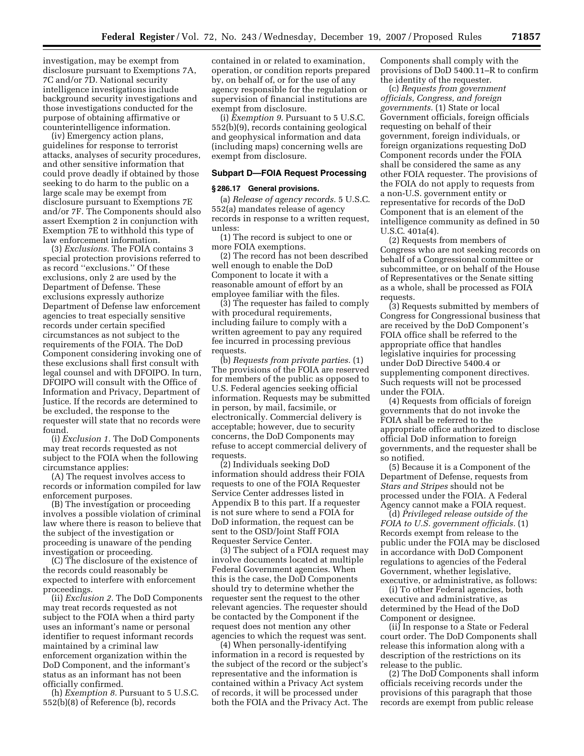investigation, may be exempt from disclosure pursuant to Exemptions 7A, 7C and/or 7D. National security intelligence investigations include background security investigations and those investigations conducted for the purpose of obtaining affirmative or counterintelligence information.

(iv) Emergency action plans, guidelines for response to terrorist attacks, analyses of security procedures, and other sensitive information that could prove deadly if obtained by those seeking to do harm to the public on a large scale may be exempt from disclosure pursuant to Exemptions 7E and/or 7F. The Components should also assert Exemption 2 in conjunction with Exemption 7E to withhold this type of law enforcement information.

(3) *Exclusions.* The FOIA contains 3 special protection provisions referred to as record ''exclusions.'' Of these exclusions, only 2 are used by the Department of Defense. These exclusions expressly authorize Department of Defense law enforcement agencies to treat especially sensitive records under certain specified circumstances as not subject to the requirements of the FOIA. The DoD Component considering invoking one of these exclusions shall first consult with legal counsel and with DFOIPO. In turn, DFOIPO will consult with the Office of Information and Privacy, Department of Justice. If the records are determined to be excluded, the response to the requester will state that no records were found.

(i) *Exclusion 1.* The DoD Components may treat records requested as not subject to the FOIA when the following circumstance applies:

(A) The request involves access to records or information compiled for law enforcement purposes.

(B) The investigation or proceeding involves a possible violation of criminal law where there is reason to believe that the subject of the investigation or proceeding is unaware of the pending investigation or proceeding.

(C) The disclosure of the existence of the records could reasonably be expected to interfere with enforcement proceedings.

(ii) *Exclusion 2.* The DoD Components may treat records requested as not subject to the FOIA when a third party uses an informant's name or personal identifier to request informant records maintained by a criminal law enforcement organization within the DoD Component, and the informant's status as an informant has not been officially confirmed.

(h) *Exemption 8.* Pursuant to 5 U.S.C. 552(b)(8) of Reference (b), records contained in or related to examination, operation, or condition reports prepared by, on behalf of, or for the use of any agency responsible for the regulation or supervision of financial institutions are exempt from disclosure.

(i) *Exemption 9.* Pursuant to 5 U.S.C. 552(b)(9), records containing geological and geophysical information and data (including maps) concerning wells are exempt from disclosure.

### Subpart D—FOIA Request Processing

#### § 286.17 General provisions.

(a) *Release of agency records.* 5 U.S.C. 552(a) mandates release of agency records in response to a written request, unless:

(1) The record is subject to one or more FOIA exemptions.

(2) The record has not been described well enough to enable the DoD Component to locate it with a reasonable amount of effort by an employee familiar with the files.

(3) The requester has failed to comply with procedural requirements, including failure to comply with a written agreement to pay any required fee incurred in processing previous requests.

(b) *Requests from private parties.* (1) The provisions of the FOIA are reserved for members of the public as opposed to U.S. Federal agencies seeking official information. Requests may be submitted in person, by mail, facsimile, or electronically. Commercial delivery is acceptable; however, due to security concerns, the DoD Components may refuse to accept commercial delivery of requests.

(2) Individuals seeking DoD information should address their FOIA requests to one of the FOIA Requester Service Center addresses listed in Appendix B to this part. If a requester is not sure where to send a FOIA for DoD information, the request can be sent to the OSD/Joint Staff FOIA Requester Service Center.

(3) The subject of a FOIA request may involve documents located at multiple Federal Government agencies. When this is the case, the DoD Components should try to determine whether the requester sent the request to the other relevant agencies. The requester should be contacted by the Component if the request does not mention any other agencies to which the request was sent.

(4) When personally-identifying information in a record is requested by the subject of the record or the subject's representative and the information is contained within a Privacy Act system of records, it will be processed under both the FOIA and the Privacy Act. The Components shall comply with the provisions of DoD 5400.11–R to confirm the identity of the requester.

(c) *Requests from government officials, Congress, and foreign governments.* (1) State or local Government officials, foreign officials requesting on behalf of their government, foreign individuals, or foreign organizations requesting DoD Component records under the FOIA shall be considered the same as any other FOIA requester. The provisions of the FOIA do not apply to requests from a non-U.S. government entity or representative for records of the DoD Component that is an element of the intelligence community as defined in 50 U.S.C. 401a(4).

(2) Requests from members of Congress who are not seeking records on behalf of a Congressional committee or subcommittee, or on behalf of the House of Representatives or the Senate sitting as a whole, shall be processed as FOIA requests.

(3) Requests submitted by members of Congress for Congressional business that are received by the DoD Component's FOIA office shall be referred to the appropriate office that handles legislative inquiries for processing under DoD Directive 5400.4 or supplementing component directives. Such requests will not be processed under the FOIA.

(4) Requests from officials of foreign governments that do not invoke the FOIA shall be referred to the appropriate office authorized to disclose official DoD information to foreign governments, and the requester shall be so notified.

(5) Because it is a Component of the Department of Defense, requests from *Stars and Stripes* should not be processed under the FOIA. A Federal Agency cannot make a FOIA request.

(d) *Privileged release outside of the FOIA to U.S. government officials.* (1) Records exempt from release to the public under the FOIA may be disclosed in accordance with DoD Component regulations to agencies of the Federal Government, whether legislative, executive, or administrative, as follows:

(i) To other Federal agencies, both executive and administrative, as determined by the Head of the DoD Component or designee.

(ii) In response to a State or Federal court order. The DoD Components shall release this information along with a description of the restrictions on its release to the public.

(2) The DoD Components shall inform officials receiving records under the provisions of this paragraph that those records are exempt from public release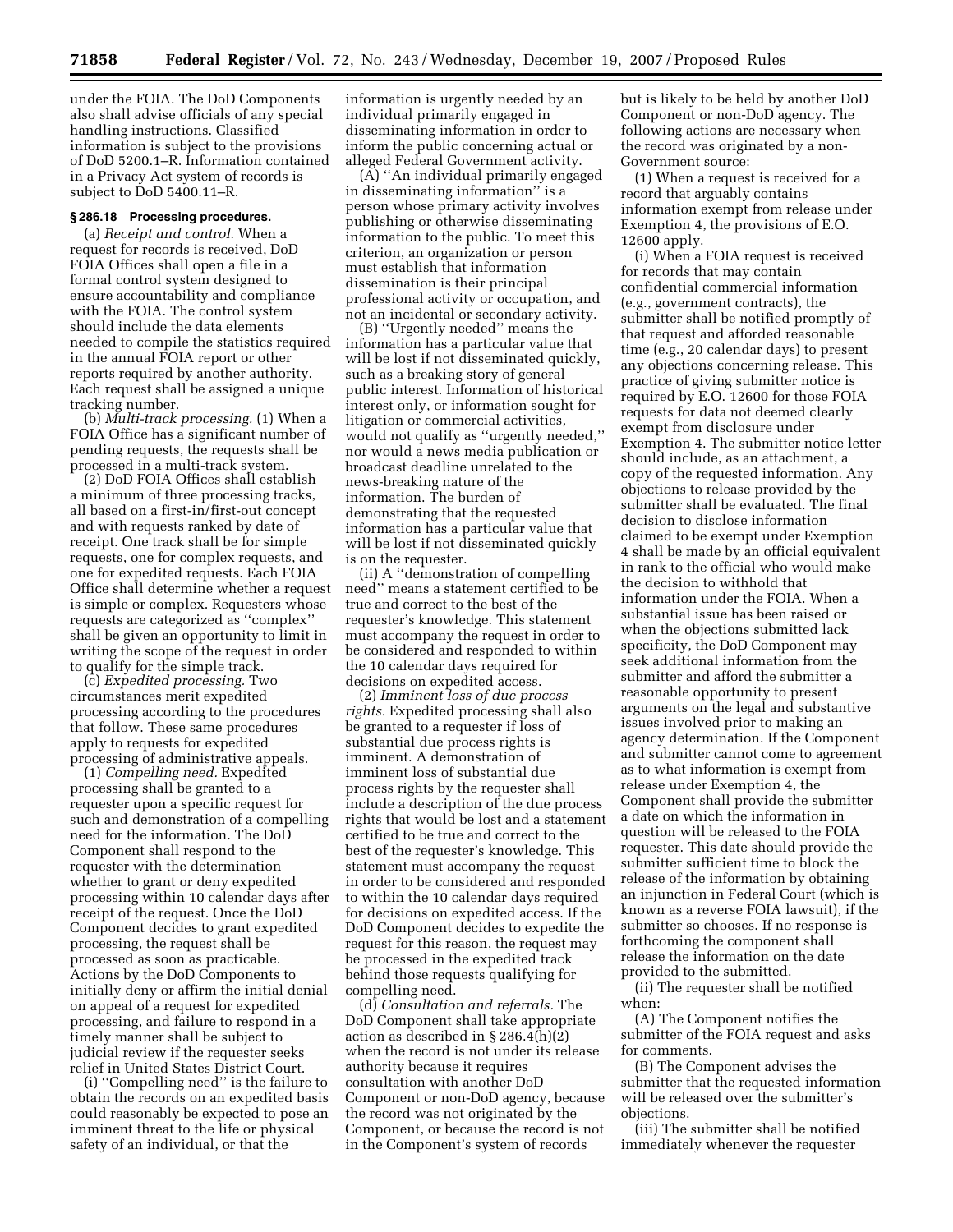under the FOIA. The DoD Components also shall advise officials of any special handling instructions. Classified information is subject to the provisions of DoD 5200.1–R. Information contained in a Privacy Act system of records is subject to DoD 5400.11–R.

**§ 286.18 Processing procedures.**

(a) *Receipt and control.* When a request for records is received, DoD FOIA Offices shall open a file in a formal control system designed to ensure accountability and compliance with the FOIA. The control system should include the data elements needed to compile the statistics required in the annual FOIA report or other reports required by another authority. Each request shall be assigned a unique tracking number.

(b) *Multi-track processing.* (1) When a FOIA Office has a significant number of pending requests, the requests shall be processed in a multi-track system.

(2) DoD FOIA Offices shall establish a minimum of three processing tracks, all based on a first-in/first-out concept and with requests ranked by date of receipt. One track shall be for simple requests, one for complex requests, and one for expedited requests. Each FOIA Office shall determine whether a request is simple or complex. Requesters whose requests are categorized as ''complex'' shall be given an opportunity to limit in writing the scope of the request in order to qualify for the simple track.

(c) *Expedited processing.* Two circumstances merit expedited processing according to the procedures that follow. These same procedures apply to requests for expedited processing of administrative appeals.

(1) *Compelling need.* Expedited processing shall be granted to a requester upon a specific request for such and demonstration of a compelling need for the information. The DoD Component shall respond to the requester with the determination whether to grant or deny expedited processing within 10 calendar days after receipt of the request. Once the DoD Component decides to grant expedited processing, the request shall be processed as soon as practicable. Actions by the DoD Components to initially deny or affirm the initial denial on appeal of a request for expedited processing, and failure to respond in a timely manner shall be subject to judicial review if the requester seeks relief in United States District Court.

(i) ''Compelling need'' is the failure to obtain the records on an expedited basis could reasonably be expected to pose an imminent threat to the life or physical safety of an individual, or that the information is urgently needed by an individual primarily engaged in disseminating information in order to inform the public concerning actual or alleged Federal Government activity.

(A) ''An individual primarily engaged in disseminating information'' is a person whose primary activity involves publishing or otherwise disseminating information to the public. To meet this criterion, an organization or person must establish that information dissemination is their principal professional activity or occupation, and not an incidental or secondary activity.

(B) ''Urgently needed'' means the information has a particular value that will be lost if not disseminated quickly, such as a breaking story of general public interest. Information of historical interest only, or information sought for litigation or commercial activities, would not qualify as ''urgently needed,'' nor would a news media publication or broadcast deadline unrelated to the news-breaking nature of the information. The burden of demonstrating that the requested information has a particular value that will be lost if not disseminated quickly is on the requester.

(ii) A ''demonstration of compelling need'' means a statement certified to be true and correct to the best of the requester's knowledge. This statement must accompany the request in order to be considered and responded to within the 10 calendar days required for decisions on expedited access.

(2) *Imminent loss of due process rights.* Expedited processing shall also be granted to a requester if loss of substantial due process rights is imminent. A demonstration of imminent loss of substantial due process rights by the requester shall include a description of the due process rights that would be lost and a statement certified to be true and correct to the best of the requester's knowledge. This statement must accompany the request in order to be considered and responded to within the 10 calendar days required for decisions on expedited access. If the DoD Component decides to expedite the request for this reason, the request may be processed in the expedited track behind those requests qualifying for compelling need.

(d) *Consultation and referrals.* The DoD Component shall take appropriate action as described in § 286.4(h)(2) when the record is not under its release authority because it requires consultation with another DoD Component or non-DoD agency, because the record was not originated by the Component, or because the record is not in the Component's system of records but is likely to be held by another DoD Component or non-DoD agency. The following actions are necessary when the record was originated by a non-Government source:

(1) When a request is received for a record that arguably contains information exempt from release under Exemption 4, the provisions of E.O. 12600 apply.

(i) When a FOIA request is received for records that may contain confidential commercial information (e.g., government contracts), the submitter shall be notified promptly of that request and afforded reasonable time (e.g., 20 calendar days) to present any objections concerning release. This practice of giving submitter notice is required by E.O. 12600 for those FOIA requests for data not deemed clearly exempt from disclosure under Exemption 4. The submitter notice letter should include, as an attachment, a copy of the requested information. Any objections to release provided by the submitter shall be evaluated. The final decision to disclose information claimed to be exempt under Exemption 4 shall be made by an official equivalent in rank to the official who would make the decision to withhold that information under the FOIA. When a substantial issue has been raised or when the objections submitted lack specificity, the DoD Component may seek additional information from the submitter and afford the submitter a reasonable opportunity to present arguments on the legal and substantive issues involved prior to making an agency determination. If the Component and submitter cannot come to agreement as to what information is exempt from release under Exemption 4, the Component shall provide the submitter a date on which the information in question will be released to the FOIA requester. This date should provide the submitter sufficient time to block the release of the information by obtaining an injunction in Federal Court (which is known as a reverse FOIA lawsuit), if the submitter so chooses. If no response is forthcoming the component shall release the information on the date provided to the submitted.

(ii) The requester shall be notified when:

(A) The Component notifies the submitter of the FOIA request and asks for comments.

(B) The Component advises the submitter that the requested information will be released over the submitter's objections.

(iii) The submitter shall be notified immediately whenever the requester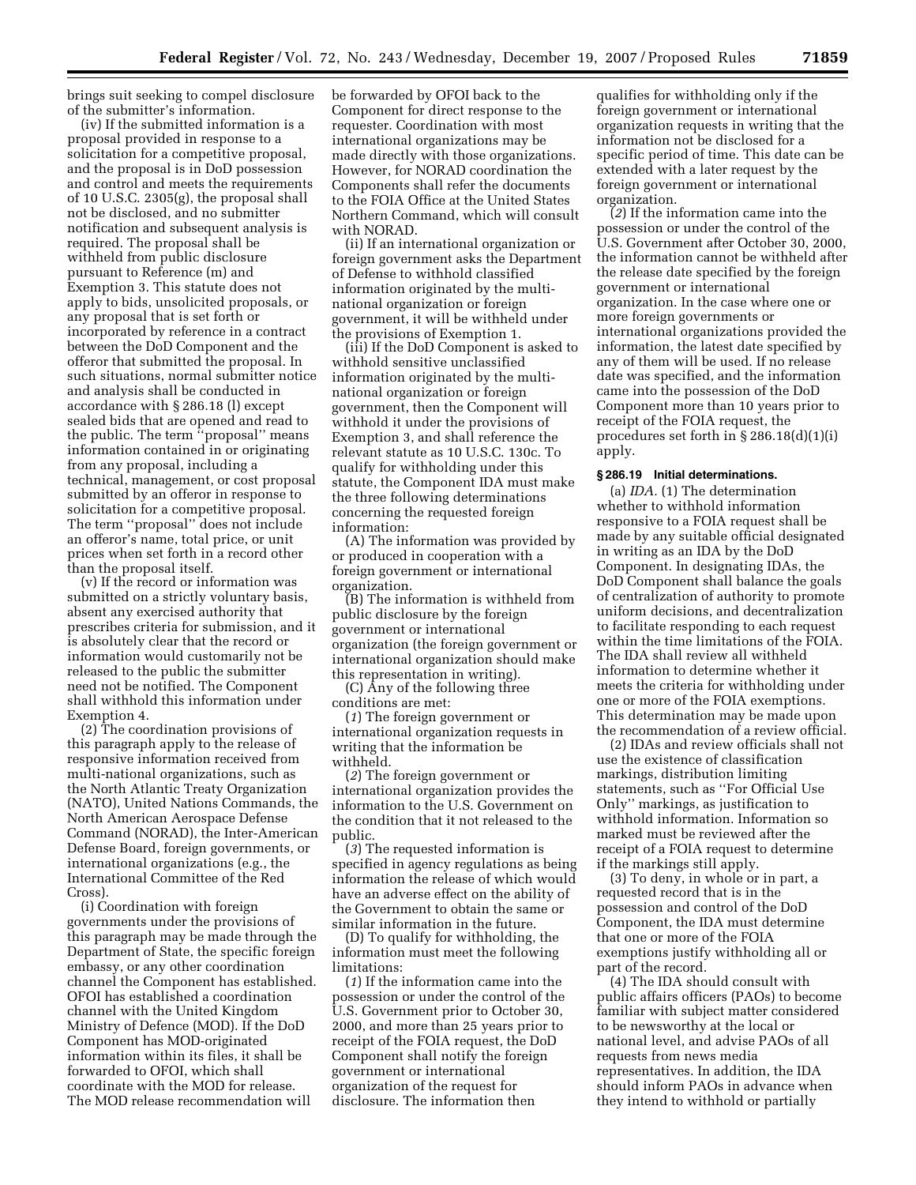brings suit seeking to compel disclosure of the submitter's information.

(iv) If the submitted information is a proposal provided in response to a solicitation for a competitive proposal, and the proposal is in DoD possession and control and meets the requirements of 10 U.S.C. 2305(g), the proposal shall not be disclosed, and no submitter notification and subsequent analysis is required. The proposal shall be withheld from public disclosure pursuant to Reference (m) and Exemption 3. This statute does not apply to bids, unsolicited proposals, or any proposal that is set forth or incorporated by reference in a contract between the DoD Component and the offeror that submitted the proposal. In such situations, normal submitter notice and analysis shall be conducted in accordance with § 286.18 (l) except sealed bids that are opened and read to the public. The term ''proposal'' means information contained in or originating from any proposal, including a technical, management, or cost proposal submitted by an offeror in response to solicitation for a competitive proposal. The term ''proposal'' does not include an offeror's name, total price, or unit prices when set forth in a record other than the proposal itself.

(v) If the record or information was submitted on a strictly voluntary basis, absent any exercised authority that prescribes criteria for submission, and it is absolutely clear that the record or information would customarily not be released to the public the submitter need not be notified. The Component shall withhold this information under Exemption 4.

(2) The coordination provisions of this paragraph apply to the release of responsive information received from multi-national organizations, such as the North Atlantic Treaty Organization (NATO), United Nations Commands, the North American Aerospace Defense Command (NORAD), the Inter-American Defense Board, foreign governments, or international organizations (e.g., the International Committee of the Red Cross).

(i) Coordination with foreign governments under the provisions of this paragraph may be made through the Department of State, the specific foreign embassy, or any other coordination channel the Component has established. OFOI has established a coordination channel with the United Kingdom Ministry of Defence (MOD). If the DoD Component has MOD-originated information within its files, it shall be forwarded to OFOI, which shall coordinate with the MOD for release. The MOD release recommendation will be forwarded by OFOI back to the Component for direct response to the requester. Coordination with most international organizations may be made directly with those organizations. However, for NORAD coordination the Components shall refer the documents to the FOIA Office at the United States Northern Command, which will consult with NORAD.

(ii) If an international organization or foreign government asks the Department of Defense to withhold classified information originated by the multi-national organization or foreign government, it will be withheld under the provisions of Exemption 1.

(iii) If the DoD Component is asked to withhold sensitive unclassified information originated by the multi-national organization or foreign government, then the Component will withhold it under the provisions of Exemption 3, and shall reference the relevant statute as 10 U.S.C. 130c. To qualify for withholding under this statute, the Component IDA must make the three following determinations concerning the requested foreign information:

(A) The information was provided by or produced in cooperation with a foreign government or international organization.

(B) The information is withheld from public disclosure by the foreign government or international organization (the foreign government or international organization should make this representation in writing).

(C) Any of the following three conditions are met:

(*1*) The foreign government or international organization requests in writing that the information be withheld.

(*2*) The foreign government or international organization provides the information to the U.S. Government on the condition that it not released to the public.

(*3*) The requested information is specified in agency regulations as being information the release of which would have an adverse effect on the ability of the Government to obtain the same or similar information in the future.

(D) To qualify for withholding, the information must meet the following limitations:

(*1*) If the information came into the possession or under the control of the U.S. Government prior to October 30, 2000, and more than 25 years prior to receipt of the FOIA request, the DoD Component shall notify the foreign government or international organization of the request for disclosure. The information then qualifies for withholding only if the foreign government or international organization requests in writing that the information not be disclosed for a specific period of time. This date can be extended with a later request by the foreign government or international organization.

(*2*) If the information came into the possession or under the control of the U.S. Government after October 30, 2000, the information cannot be withheld after the release date specified by the foreign government or international organization. In the case where one or more foreign governments or international organizations provided the information, the latest date specified by any of them will be used. If no release date was specified, and the information came into the possession of the DoD Component more than 10 years prior to receipt of the FOIA request, the procedures set forth in § 286.18(d)(1)(i) apply.

**§ 286.19 Initial determinations.**

(a) *IDA.* (1) The determination whether to withhold information responsive to a FOIA request shall be made by any suitable official designated in writing as an IDA by the DoD Component. In designating IDAs, the DoD Component shall balance the goals of centralization of authority to promote uniform decisions, and decentralization to facilitate responding to each request within the time limitations of the FOIA. The IDA shall review all withheld information to determine whether it meets the criteria for withholding under one or more of the FOIA exemptions. This determination may be made upon the recommendation of a review official.

(2) IDAs and review officials shall not use the existence of classification markings, distribution limiting statements, such as ''For Official Use Only'' markings, as justification to withhold information. Information so marked must be reviewed after the receipt of a FOIA request to determine if the markings still apply.

(3) To deny, in whole or in part, a requested record that is in the possession and control of the DoD Component, the IDA must determine that one or more of the FOIA exemptions justify withholding all or part of the record.

(4) The IDA should consult with public affairs officers (PAOs) to become familiar with subject matter considered to be newsworthy at the local or national level, and advise PAOs of all requests from news media representatives. In addition, the IDA should inform PAOs in advance when they intend to withhold or partially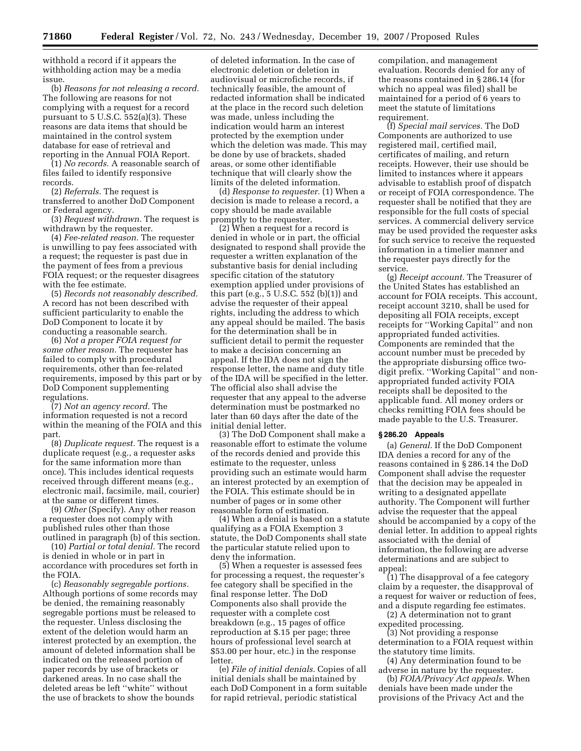withhold a record if it appears the withholding action may be a media issue.

(b) *Reasons for not releasing a record.* The following are reasons for not complying with a request for a record pursuant to 5 U.S.C. 552(a)(3). These reasons are data items that should be maintained in the control system database for ease of retrieval and reporting in the Annual FOIA Report.

(1) *No records.* A reasonable search of files failed to identify responsive records.

(2) *Referrals.* The request is transferred to another DoD Component or Federal agency.

(3) *Request withdrawn.* The request is withdrawn by the requester.

(4) *Fee-related reason.* The requester is unwilling to pay fees associated with a request; the requester is past due in the payment of fees from a previous FOIA request; or the requester disagrees with the fee estimate.

(5) *Records not reasonably described.* A record has not been described with sufficient particularity to enable the DoD Component to locate it by conducting a reasonable search.

(6) *Not a proper FOIA request for some other reason.* The requester has failed to comply with procedural requirements, other than fee-related requirements, imposed by this part or by DoD Component supplementing regulations.

(7) *Not an agency record.* The information requested is not a record within the meaning of the FOIA and this part.

(8) *Duplicate request.* The request is a duplicate request (e.g., a requester asks for the same information more than once). This includes identical requests received through different means (e.g., electronic mail, facsimile, mail, courier) at the same or different times.

(9) *Other* (Specify). Any other reason a requester does not comply with published rules other than those outlined in paragraph (b) of this section.

(10) *Partial or total denial.* The record is denied in whole or in part in accordance with procedures set forth in the FOIA.

(c) *Reasonably segregable portions.* Although portions of some records may be denied, the remaining reasonably segregable portions must be released to the requester. Unless disclosing the extent of the deletion would harm an interest protected by an exemption, the amount of deleted information shall be indicated on the released portion of paper records by use of brackets or darkened areas. In no case shall the deleted areas be left ''white'' without the use of brackets to show the bounds of deleted information. In the case of electronic deletion or deletion in audiovisual or microfiche records, if technically feasible, the amount of redacted information shall be indicated at the place in the record such deletion was made, unless including the indication would harm an interest protected by the exemption under which the deletion was made. This may be done by use of brackets, shaded areas, or some other identifiable technique that will clearly show the limits of the deleted information.

(d) *Response to requester.* (1) When a decision is made to release a record, a copy should be made available promptly to the requester.

(2) When a request for a record is denied in whole or in part, the official designated to respond shall provide the requester a written explanation of the substantive basis for denial including specific citation of the statutory exemption applied under provisions of this part (e.g., 5 U.S.C. 552 (b)(1)) and advise the requester of their appeal rights, including the address to which any appeal should be mailed. The basis for the determination shall be in sufficient detail to permit the requester to make a decision concerning an appeal. If the IDA does not sign the response letter, the name and duty title of the IDA will be specified in the letter. The official also shall advise the requester that any appeal to the adverse determination must be postmarked no later than 60 days after the date of the initial denial letter.

(3) The DoD Component shall make a reasonable effort to estimate the volume of the records denied and provide this estimate to the requester, unless providing such an estimate would harm an interest protected by an exemption of the FOIA. This estimate should be in number of pages or in some other reasonable form of estimation.

(4) When a denial is based on a statute qualifying as a FOIA Exemption 3 statute, the DoD Components shall state the particular statute relied upon to deny the information.

(5) When a requester is assessed fees for processing a request, the requester's fee category shall be specified in the final response letter. The DoD Components also shall provide the requester with a complete cost breakdown (e.g., 15 pages of office reproduction at $.15 per page; three hours of professional level search at $53.00 per hour, etc.) in the response letter.

(e) *File of initial denials.* Copies of all initial denials shall be maintained by each DoD Component in a form suitable for rapid retrieval, periodic statistical compilation, and management evaluation. Records denied for any of the reasons contained in § 286.14 (for which no appeal was filed) shall be maintained for a period of 6 years to meet the statute of limitations requirement.

(f) *Special mail services.* The DoD Components are authorized to use registered mail, certified mail, certificates of mailing, and return receipts. However, their use should be limited to instances where it appears advisable to establish proof of dispatch or receipt of FOIA correspondence. The requester shall be notified that they are responsible for the full costs of special services. A commercial delivery service may be used provided the requester asks for such service to receive the requested information in a timelier manner and the requester pays directly for the service.

(g) *Receipt account.* The Treasurer of the United States has established an account for FOIA receipts. This account, receipt account 3210, shall be used for depositing all FOIA receipts, except receipts for ''Working Capital'' and non appropriated funded activities. Components are reminded that the account number must be preceded by the appropriate disbursing office two-digit prefix. ''Working Capital'' and non-appropriated funded activity FOIA receipts shall be deposited to the applicable fund. All money orders or checks remitting FOIA fees should be made payable to the U.S. Treasurer.

### § 286.20 Appeals

(a) *General.* If the DoD Component IDA denies a record for any of the reasons contained in § 286.14 the DoD Component shall advise the requester that the decision may be appealed in writing to a designated appellate authority. The Component will further advise the requester that the appeal should be accompanied by a copy of the denial letter. In addition to appeal rights associated with the denial of information, the following are adverse determinations and are subject to appeal:

(1) The disapproval of a fee category claim by a requester, the disapproval of a request for waiver or reduction of fees, and a dispute regarding fee estimates.

(2) A determination not to grant expedited processing.

(3) Not providing a response determination to a FOIA request within the statutory time limits.

(4) Any determination found to be adverse in nature by the requester.

(b) *FOIA/Privacy Act appeals.* When denials have been made under the provisions of the Privacy Act and the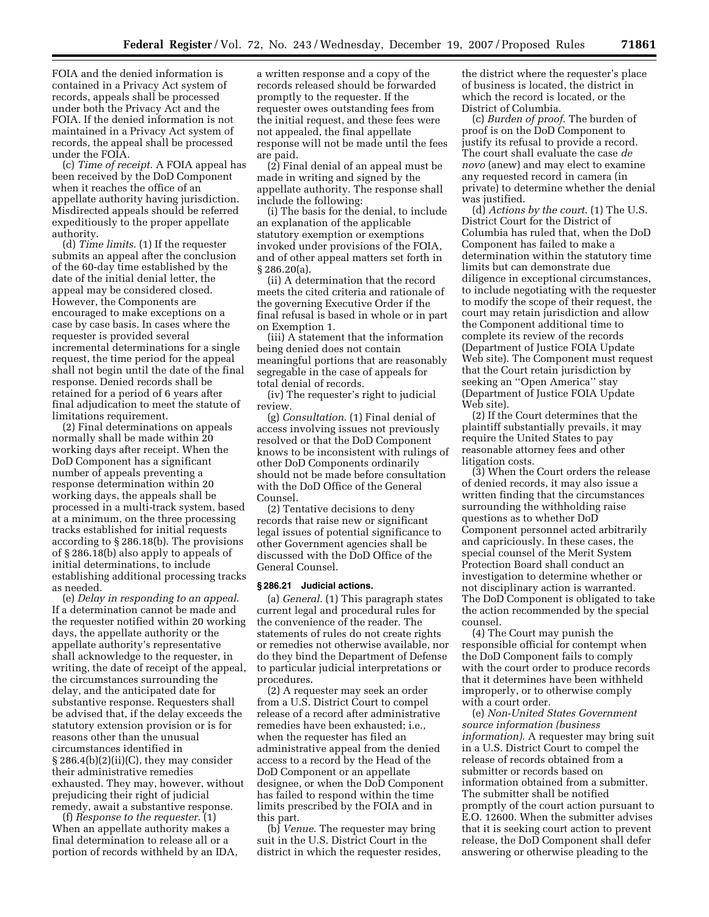FOIA and the denied information is contained in a Privacy Act system of records, appeals shall be processed under both the Privacy Act and the FOIA. If the denied information is not maintained in a Privacy Act system of records, the appeal shall be processed under the FOIA.

(c) *Time of receipt.* A FOIA appeal has been received by the DoD Component when it reaches the office of an appellate authority having jurisdiction. Misdirected appeals should be referred expeditiously to the proper appellate authority.

(d) *Time limits.* (1) If the requester submits an appeal after the conclusion of the 60-day time established by the date of the initial denial letter, the appeal may be considered closed. However, the Components are encouraged to make exceptions on a case by case basis. In cases where the requester is provided several incremental determinations for a single request, the time period for the appeal shall not begin until the date of the final response. Denied records shall be retained for a period of 6 years after final adjudication to meet the statute of limitations requirement.

(2) Final determinations on appeals normally shall be made within 20 working days after receipt. When the DoD Component has a significant number of appeals preventing a response determination within 20 working days, the appeals shall be processed in a multi-track system, based at a minimum, on the three processing tracks established for initial requests according to § 286.18(b). The provisions of § 286.18(b) also apply to appeals of initial determinations, to include establishing additional processing tracks as needed.

(e) *Delay in responding to an appeal.* If a determination cannot be made and the requester notified within 20 working days, the appellate authority or the appellate authority's representative shall acknowledge to the requester, in writing, the date of receipt of the appeal, the circumstances surrounding the delay, and the anticipated date for substantive response. Requesters shall be advised that, if the delay exceeds the statutory extension provision or is for reasons other than the unusual circumstances identified in § 286.4(b)(2)(ii)(C), they may consider their administrative remedies exhausted. They may, however, without prejudicing their right of judicial remedy, await a substantive response.

(f) *Response to the requester.* (1) When an appellate authority makes a final determination to release all or a portion of records withheld by an IDA, a written response and a copy of the records released should be forwarded promptly to the requester. If the requester owes outstanding fees from the initial request, and these fees were not appealed, the final appellate response will not be made until the fees are paid.

(2) Final denial of an appeal must be made in writing and signed by the appellate authority. The response shall include the following:

(i) The basis for the denial, to include an explanation of the applicable statutory exemption or exemptions invoked under provisions of the FOIA, and of other appeal matters set forth in § 286.20(a).

(ii) A determination that the record meets the cited criteria and rationale of the governing Executive Order if the final refusal is based in whole or in part on Exemption 1.

(iii) A statement that the information being denied does not contain meaningful portions that are reasonably segregable in the case of appeals for total denial of records.

(iv) The requester's right to judicial review.

(g) *Consultation.* (1) Final denial of access involving issues not previously resolved or that the DoD Component knows to be inconsistent with rulings of other DoD Components ordinarily should not be made before consultation with the DoD Office of the General Counsel.

(2) Tentative decisions to deny records that raise new or significant legal issues of potential significance to other Government agencies shall be discussed with the DoD Office of the General Counsel.

**§ 286.21 Judicial actions.**

(a) *General.* (1) This paragraph states current legal and procedural rules for the convenience of the reader. The statements of rules do not create rights or remedies not otherwise available, nor do they bind the Department of Defense to particular judicial interpretations or procedures.

(2) A requester may seek an order from a U.S. District Court to compel release of a record after administrative remedies have been exhausted; i.e., when the requester has filed an administrative appeal from the denied access to a record by the Head of the DoD Component or an appellate designee, or when the DoD Component has failed to respond within the time limits prescribed by the FOIA and in this part.

(b) *Venue.* The requester may bring suit in the U.S. District Court in the district in which the requester resides, the district where the requester's place of business is located, the district in which the record is located, or the District of Columbia.

(c) *Burden of proof.* The burden of proof is on the DoD Component to justify its refusal to provide a record. The court shall evaluate the case *de novo* (anew) and may elect to examine any requested record in camera (in private) to determine whether the denial was justified.

(d) *Actions by the court.* (1) The U.S. District Court for the District of Columbia has ruled that, when the DoD Component has failed to make a determination within the statutory time limits but can demonstrate due diligence in exceptional circumstances, to include negotiating with the requester to modify the scope of their request, the court may retain jurisdiction and allow the Component additional time to complete its review of the records (Department of Justice FOIA Update Web site). The Component must request that the Court retain jurisdiction by seeking an ''Open America'' stay (Department of Justice FOIA Update Web site).

(2) If the Court determines that the plaintiff substantially prevails, it may require the United States to pay reasonable attorney fees and other litigation costs.

(3) When the Court orders the release of denied records, it may also issue a written finding that the circumstances surrounding the withholding raise questions as to whether DoD Component personnel acted arbitrarily and capriciously. In these cases, the special counsel of the Merit System Protection Board shall conduct an investigation to determine whether or not disciplinary action is warranted. The DoD Component is obligated to take the action recommended by the special counsel.

(4) The Court may punish the responsible official for contempt when the DoD Component fails to comply with the court order to produce records that it determines have been withheld improperly, or to otherwise comply with a court order.

(e) *Non-United States Government source information (business information).* A requester may bring suit in a U.S. District Court to compel the release of records obtained from a submitter or records based on information obtained from a submitter. The submitter shall be notified promptly of the court action pursuant to E.O. 12600. When the submitter advises that it is seeking court action to prevent release, the DoD Component shall defer answering or otherwise pleading to the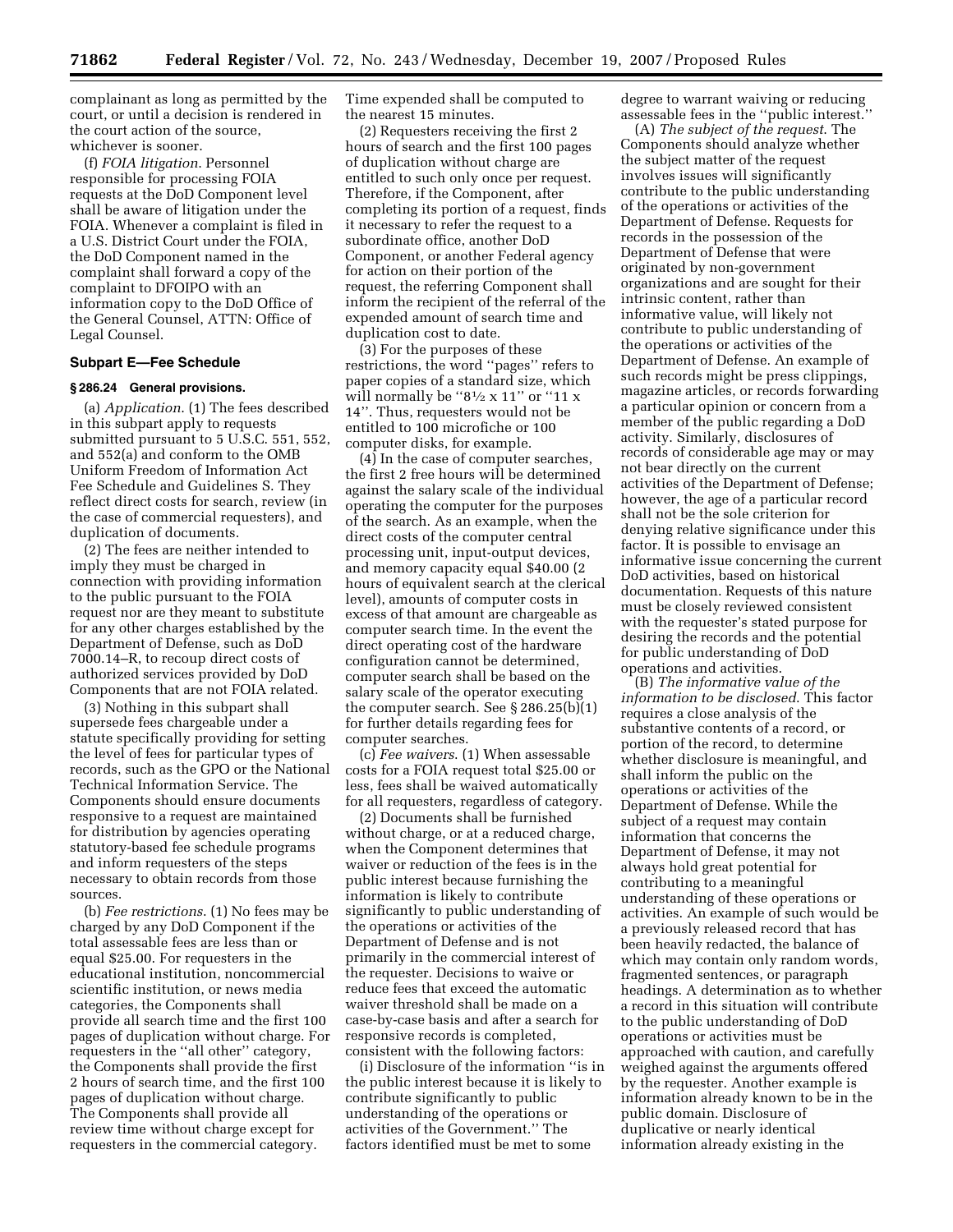complainant as long as permitted by the court, or until a decision is rendered in the court action of the source, whichever is sooner.

(f) *FOIA litigation*. Personnel responsible for processing FOIA requests at the DoD Component level shall be aware of litigation under the FOIA. Whenever a complaint is filed in a U.S. District Court under the FOIA, the DoD Component named in the complaint shall forward a copy of the complaint to DFOIPO with an information copy to the DoD Office of the General Counsel, ATTN: Office of Legal Counsel.

### Subpart E—Fee Schedule

#### § 286.24 General provisions.

(a) *Application*. (1) The fees described in this subpart apply to requests submitted pursuant to 5 U.S.C. 551, 552, and 552(a) and conform to the OMB Uniform Freedom of Information Act Fee Schedule and Guidelines S. They reflect direct costs for search, review (in the case of commercial requesters), and duplication of documents.

(2) The fees are neither intended to imply they must be charged in connection with providing information to the public pursuant to the FOIA request nor are they meant to substitute for any other charges established by the Department of Defense, such as DoD 7000.14–R, to recoup direct costs of authorized services provided by DoD Components that are not FOIA related.

(3) Nothing in this subpart shall supersede fees chargeable under a statute specifically providing for setting the level of fees for particular types of records, such as the GPO or the National Technical Information Service. The Components should ensure documents responsive to a request are maintained for distribution by agencies operating statutory-based fee schedule programs and inform requesters of the steps necessary to obtain records from those sources.

(b) *Fee restrictions*. (1) No fees may be charged by any DoD Component if the total assessable fees are less than or equal $25.00. For requesters in the educational institution, noncommercial scientific institution, or news media categories, the Components shall provide all search time and the first 100 pages of duplication without charge. For requesters in the ''all other'' category, the Components shall provide the first 2 hours of search time, and the first 100 pages of duplication without charge. The Components shall provide all review time without charge except for requesters in the commercial category. Time expended shall be computed to the nearest 15 minutes.

(2) Requesters receiving the first 2 hours of search and the first 100 pages of duplication without charge are entitled to such only once per request. Therefore, if the Component, after completing its portion of a request, finds it necessary to refer the request to a subordinate office, another DoD Component, or another Federal agency for action on their portion of the request, the referring Component shall inform the recipient of the referral of the expended amount of search time and duplication cost to date.

(3) For the purposes of these restrictions, the word ''pages'' refers to paper copies of a standard size, which will normally be ''8½ x 11'' or ''11 x 14''. Thus, requesters would not be entitled to 100 microfiche or 100 computer disks, for example.

(4) In the case of computer searches, the first 2 free hours will be determined against the salary scale of the individual operating the computer for the purposes of the search. As an example, when the direct costs of the computer central processing unit, input-output devices, and memory capacity equal $40.00 (2 hours of equivalent search at the clerical level), amounts of computer costs in excess of that amount are chargeable as computer search time. In the event the direct operating cost of the hardware configuration cannot be determined, computer search shall be based on the salary scale of the operator executing the computer search. See § 286.25(b)(1) for further details regarding fees for computer searches.

(c) *Fee waivers*. (1) When assessable costs for a FOIA request total $25.00 or less, fees shall be waived automatically for all requesters, regardless of category.

(2) Documents shall be furnished without charge, or at a reduced charge, when the Component determines that waiver or reduction of the fees is in the public interest because furnishing the information is likely to contribute significantly to public understanding of the operations or activities of the Department of Defense and is not primarily in the commercial interest of the requester. Decisions to waive or reduce fees that exceed the automatic waiver threshold shall be made on a case-by-case basis and after a search for responsive records is completed, consistent with the following factors:

(i) Disclosure of the information ''is in the public interest because it is likely to contribute significantly to public understanding of the operations or activities of the Government.'' The factors identified must be met to some degree to warrant waiving or reducing assessable fees in the ''public interest.''

(A) *The subject of the request*. The Components should analyze whether the subject matter of the request involves issues will significantly contribute to the public understanding of the operations or activities of the Department of Defense. Requests for records in the possession of the Department of Defense that were originated by non-government organizations and are sought for their intrinsic content, rather than informative value, will likely not contribute to public understanding of the operations or activities of the Department of Defense. An example of such records might be press clippings, magazine articles, or records forwarding a particular opinion or concern from a member of the public regarding a DoD activity. Similarly, disclosures of records of considerable age may or may not bear directly on the current activities of the Department of Defense; however, the age of a particular record shall not be the sole criterion for denying relative significance under this factor. It is possible to envisage an informative issue concerning the current DoD activities, based on historical documentation. Requests of this nature must be closely reviewed consistent with the requester's stated purpose for desiring the records and the potential for public understanding of DoD operations and activities.

(B) *The informative value of the information to be disclosed*. This factor requires a close analysis of the substantive contents of a record, or portion of the record, to determine whether disclosure is meaningful, and shall inform the public on the operations or activities of the Department of Defense. While the subject of a request may contain information that concerns the Department of Defense, it may not always hold great potential for contributing to a meaningful understanding of these operations or activities. An example of such would be a previously released record that has been heavily redacted, the balance of which may contain only random words, fragmented sentences, or paragraph headings. A determination as to whether a record in this situation will contribute to the public understanding of DoD operations or activities must be approached with caution, and carefully weighed against the arguments offered by the requester. Another example is information already known to be in the public domain. Disclosure of duplicative or nearly identical information already existing in the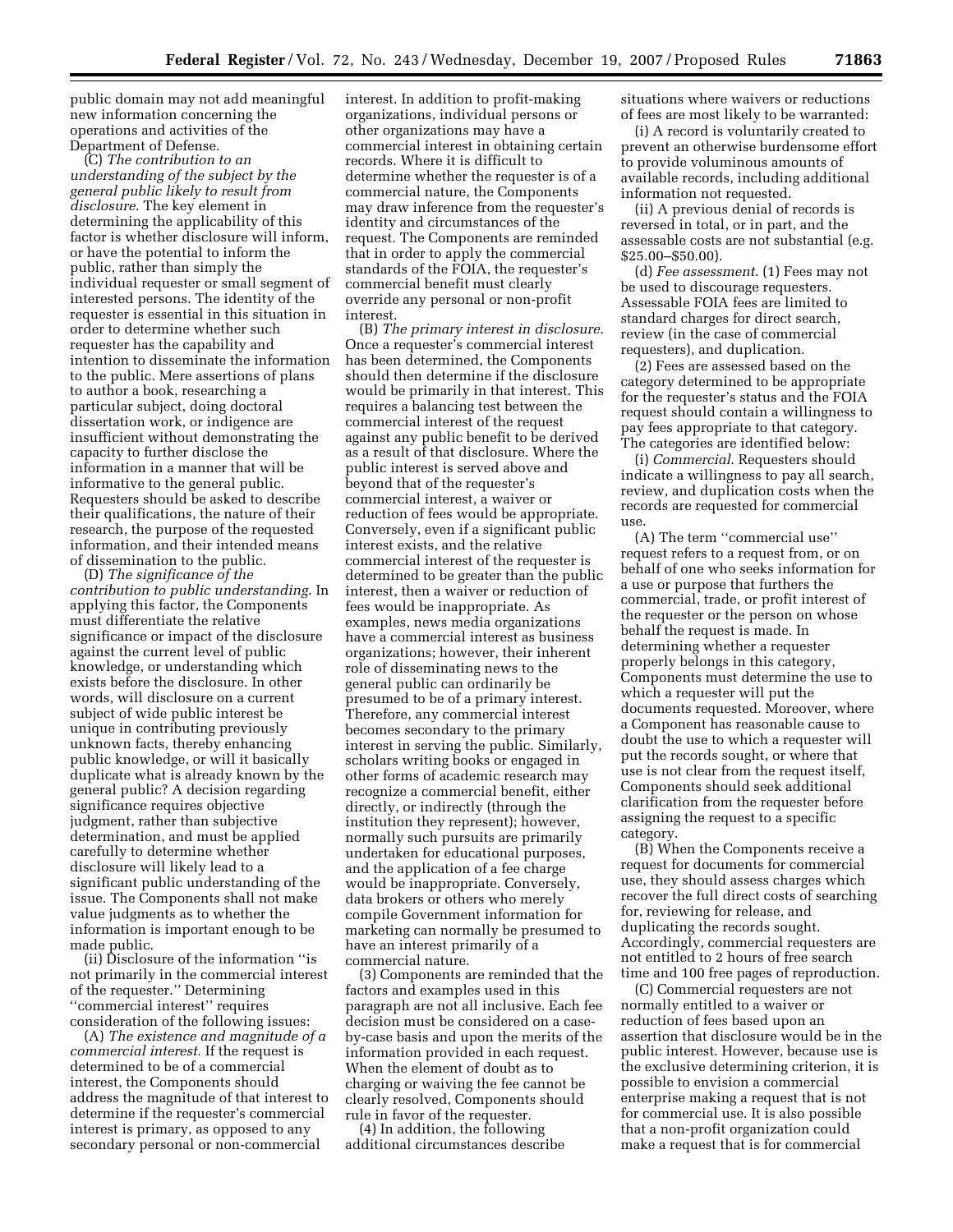public domain may not add meaningful new information concerning the operations and activities of the Department of Defense.

(C) *The contribution to an understanding of the subject by the general public likely to result from disclosure*. The key element in determining the applicability of this factor is whether disclosure will inform, or have the potential to inform the public, rather than simply the individual requester or small segment of interested persons. The identity of the requester is essential in this situation in order to determine whether such requester has the capability and intention to disseminate the information to the public. Mere assertions of plans to author a book, researching a particular subject, doing doctoral dissertation work, or indigence are insufficient without demonstrating the capacity to further disclose the information in a manner that will be informative to the general public. Requesters should be asked to describe their qualifications, the nature of their research, the purpose of the requested information, and their intended means of dissemination to the public.

(D) *The significance of the contribution to public understanding*. In applying this factor, the Components must differentiate the relative significance or impact of the disclosure against the current level of public knowledge, or understanding which exists before the disclosure. In other words, will disclosure on a current subject of wide public interest be unique in contributing previously unknown facts, thereby enhancing public knowledge, or will it basically duplicate what is already known by the general public? A decision regarding significance requires objective judgment, rather than subjective determination, and must be applied carefully to determine whether disclosure will likely lead to a significant public understanding of the issue. The Components shall not make value judgments as to whether the information is important enough to be made public.

(ii) Disclosure of the information ''is not primarily in the commercial interest of the requester.'' Determining ''commercial interest'' requires consideration of the following issues:

(A) *The existence and magnitude of a commercial interest*. If the request is determined to be of a commercial interest, the Components should address the magnitude of that interest to determine if the requester's commercial interest is primary, as opposed to any secondary personal or non-commercial interest. In addition to profit-making organizations, individual persons or other organizations may have a commercial interest in obtaining certain records. Where it is difficult to determine whether the requester is of a commercial nature, the Components may draw inference from the requester's identity and circumstances of the request. The Components are reminded that in order to apply the commercial standards of the FOIA, the requester's commercial benefit must clearly override any personal or non-profit interest.

(B) *The primary interest in disclosure*. Once a requester's commercial interest has been determined, the Components should then determine if the disclosure would be primarily in that interest. This requires a balancing test between the commercial interest of the request against any public benefit to be derived as a result of that disclosure. Where the public interest is served above and beyond that of the requester's commercial interest, a waiver or reduction of fees would be appropriate. Conversely, even if a significant public interest exists, and the relative commercial interest of the requester is determined to be greater than the public interest, then a waiver or reduction of fees would be inappropriate. As examples, news media organizations have a commercial interest as business organizations; however, their inherent role of disseminating news to the general public can ordinarily be presumed to be of a primary interest. Therefore, any commercial interest becomes secondary to the primary interest in serving the public. Similarly, scholars writing books or engaged in other forms of academic research may recognize a commercial benefit, either directly, or indirectly (through the institution they represent); however, normally such pursuits are primarily undertaken for educational purposes, and the application of a fee charge would be inappropriate. Conversely, data brokers or others who merely compile Government information for marketing can normally be presumed to have an interest primarily of a commercial nature.

(3) Components are reminded that the factors and examples used in this paragraph are not all inclusive. Each fee decision must be considered on a case-by-case basis and upon the merits of the information provided in each request. When the element of doubt as to charging or waiving the fee cannot be clearly resolved, Components should rule in favor of the requester.

(4) In addition, the following additional circumstances describe situations where waivers or reductions of fees are most likely to be warranted:

(i) A record is voluntarily created to prevent an otherwise burdensome effort to provide voluminous amounts of available records, including additional information not requested.

(ii) A previous denial of records is reversed in total, or in part, and the assessable costs are not substantial (e.g. $25.00–$50.00).

(d) *Fee assessment*. (1) Fees may not be used to discourage requesters. Assessable FOIA fees are limited to standard charges for direct search, review (in the case of commercial requesters), and duplication.

(2) Fees are assessed based on the category determined to be appropriate for the requester's status and the FOIA request should contain a willingness to pay fees appropriate to that category. The categories are identified below:

(i) *Commercial*. Requesters should indicate a willingness to pay all search, review, and duplication costs when the records are requested for commercial use.

(A) The term ''commercial use'' request refers to a request from, or on behalf of one who seeks information for a use or purpose that furthers the commercial, trade, or profit interest of the requester or the person on whose behalf the request is made. In determining whether a requester properly belongs in this category, Components must determine the use to which a requester will put the documents requested. Moreover, where a Component has reasonable cause to doubt the use to which a requester will put the records sought, or where that use is not clear from the request itself, Components should seek additional clarification from the requester before assigning the request to a specific category.

(B) When the Components receive a request for documents for commercial use, they should assess charges which recover the full direct costs of searching for, reviewing for release, and duplicating the records sought. Accordingly, commercial requesters are not entitled to 2 hours of free search time and 100 free pages of reproduction.

(C) Commercial requesters are not normally entitled to a waiver or reduction of fees based upon an assertion that disclosure would be in the public interest. However, because use is the exclusive determining criterion, it is possible to envision a commercial enterprise making a request that is not for commercial use. It is also possible that a non-profit organization could make a request that is for commercial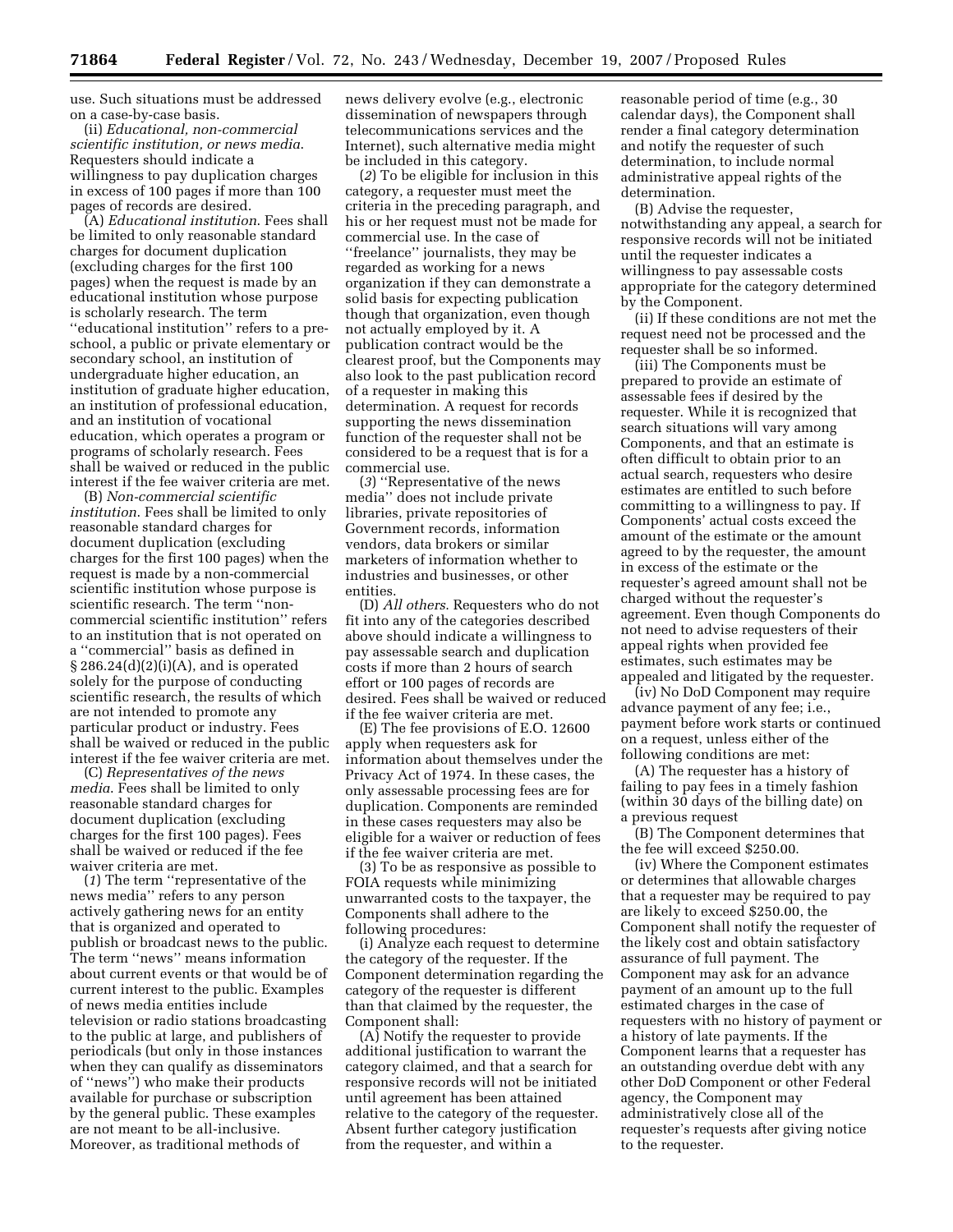use. Such situations must be addressed on a case-by-case basis.

(ii) *Educational, non-commercial scientific institution, or news media*. Requesters should indicate a willingness to pay duplication charges in excess of 100 pages if more than 100 pages of records are desired.

(A) *Educational institution*. Fees shall be limited to only reasonable standard charges for document duplication (excluding charges for the first 100 pages) when the request is made by an educational institution whose purpose is scholarly research. The term ''educational institution'' refers to a pre-school, a public or private elementary or secondary school, an institution of undergraduate higher education, an institution of graduate higher education, an institution of professional education, and an institution of vocational education, which operates a program or programs of scholarly research. Fees shall be waived or reduced in the public interest if the fee waiver criteria are met.

(B) *Non-commercial scientific institution*. Fees shall be limited to only reasonable standard charges for document duplication (excluding charges for the first 100 pages) when the request is made by a non-commercial scientific institution whose purpose is scientific research. The term ''non-commercial scientific institution'' refers to an institution that is not operated on a ''commercial'' basis as defined in § 286.24(d)(2)(i)(A), and is operated solely for the purpose of conducting scientific research, the results of which are not intended to promote any particular product or industry. Fees shall be waived or reduced in the public interest if the fee waiver criteria are met.

(C) *Representatives of the news media*. Fees shall be limited to only reasonable standard charges for document duplication (excluding charges for the first 100 pages). Fees shall be waived or reduced if the fee waiver criteria are met.

(*1*) The term ''representative of the news media'' refers to any person actively gathering news for an entity that is organized and operated to publish or broadcast news to the public. The term ''news'' means information about current events or that would be of current interest to the public. Examples of news media entities include television or radio stations broadcasting to the public at large, and publishers of periodicals (but only in those instances when they can qualify as disseminators of ''news'') who make their products available for purchase or subscription by the general public. These examples are not meant to be all-inclusive. Moreover, as traditional methods of news delivery evolve (e.g., electronic dissemination of newspapers through telecommunications services and the Internet), such alternative media might be included in this category.

(*2*) To be eligible for inclusion in this category, a requester must meet the criteria in the preceding paragraph, and his or her request must not be made for commercial use. In the case of ''freelance'' journalists, they may be regarded as working for a news organization if they can demonstrate a solid basis for expecting publication though that organization, even though not actually employed by it. A publication contract would be the clearest proof, but the Components may also look to the past publication record of a requester in making this determination. A request for records supporting the news dissemination function of the requester shall not be considered to be a request that is for a commercial use.

(*3*) ''Representative of the news media'' does not include private libraries, private repositories of Government records, information vendors, data brokers or similar marketers of information whether to industries and businesses, or other entities.

(D) *All others*. Requesters who do not fit into any of the categories described above should indicate a willingness to pay assessable search and duplication costs if more than 2 hours of search effort or 100 pages of records are desired. Fees shall be waived or reduced if the fee waiver criteria are met.

(E) The fee provisions of E.O. 12600 apply when requesters ask for information about themselves under the Privacy Act of 1974. In these cases, the only assessable processing fees are for duplication. Components are reminded in these cases requesters may also be eligible for a waiver or reduction of fees if the fee waiver criteria are met.

(3) To be as responsive as possible to FOIA requests while minimizing unwarranted costs to the taxpayer, the Components shall adhere to the following procedures:

(i) Analyze each request to determine the category of the requester. If the Component determination regarding the category of the requester is different than that claimed by the requester, the Component shall:

(A) Notify the requester to provide additional justification to warrant the category claimed, and that a search for responsive records will not be initiated until agreement has been attained relative to the category of the requester. Absent further category justification from the requester, and within a reasonable period of time (e.g., 30 calendar days), the Component shall render a final category determination and notify the requester of such determination, to include normal administrative appeal rights of the determination.

(B) Advise the requester, notwithstanding any appeal, a search for responsive records will not be initiated until the requester indicates a willingness to pay assessable costs appropriate for the category determined by the Component.

(ii) If these conditions are not met the request need not be processed and the requester shall be so informed.

(iii) The Components must be prepared to provide an estimate of assessable fees if desired by the requester. While it is recognized that search situations will vary among Components, and that an estimate is often difficult to obtain prior to an actual search, requesters who desire estimates are entitled to such before committing to a willingness to pay. If Components' actual costs exceed the amount of the estimate or the amount agreed to by the requester, the amount in excess of the estimate or the requester's agreed amount shall not be charged without the requester's agreement. Even though Components do not need to advise requesters of their appeal rights when provided fee estimates, such estimates may be appealed and litigated by the requester.

(iv) No DoD Component may require advance payment of any fee; i.e., payment before work starts or continued on a request, unless either of the following conditions are met:

(A) The requester has a history of failing to pay fees in a timely fashion (within 30 days of the billing date) on a previous request

(B) The Component determines that the fee will exceed $250.00.

(iv) Where the Component estimates or determines that allowable charges that a requester may be required to pay are likely to exceed $250.00, the Component shall notify the requester of the likely cost and obtain satisfactory assurance of full payment. The Component may ask for an advance payment of an amount up to the full estimated charges in the case of requesters with no history of payment or a history of late payments. If the Component learns that a requester has an outstanding overdue debt with any other DoD Component or other Federal agency, the Component may administratively close all of the requester's requests after giving notice to the requester.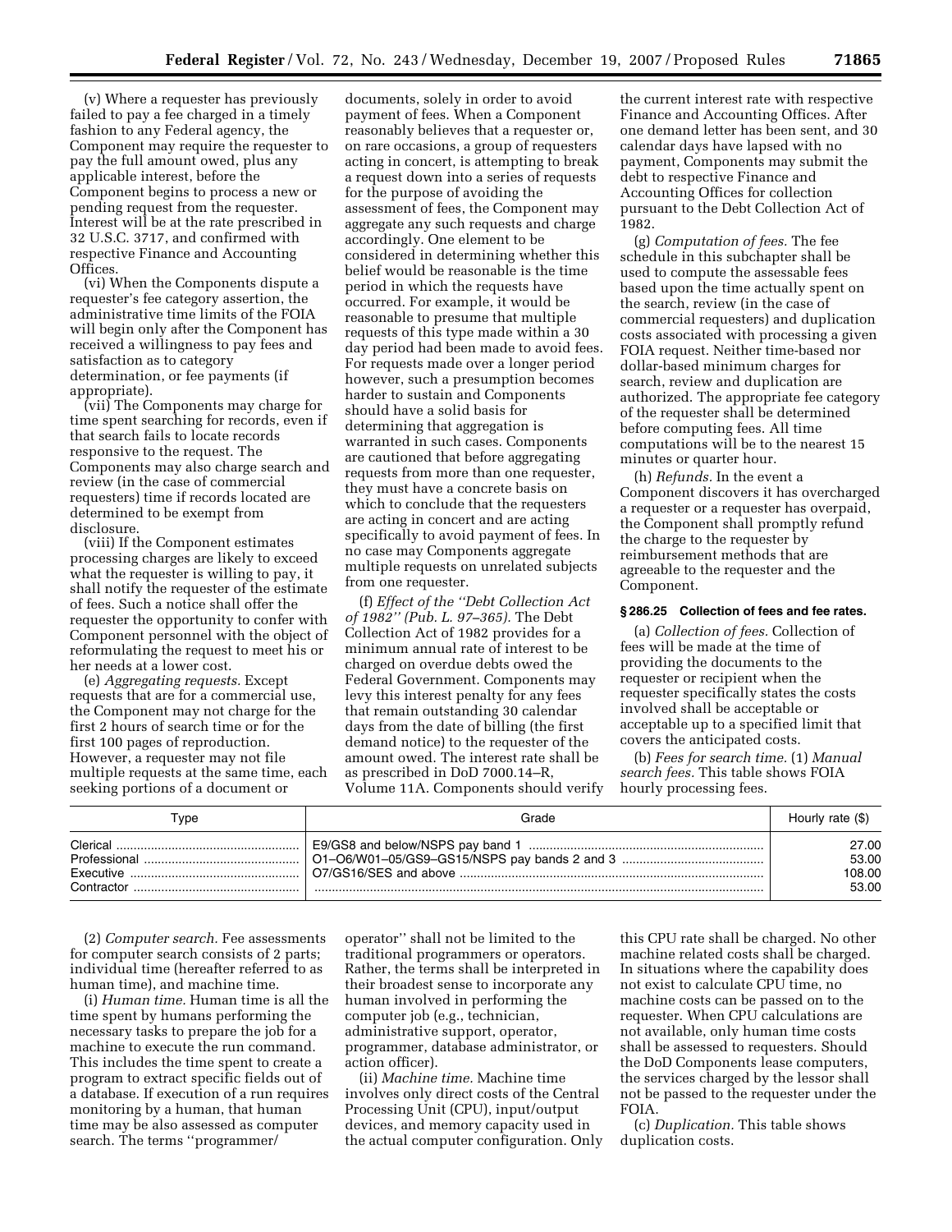(v) Where a requester has previously failed to pay a fee charged in a timely fashion to any Federal agency, the Component may require the requester to pay the full amount owed, plus any applicable interest, before the Component begins to process a new or pending request from the requester. Interest will be at the rate prescribed in 32 U.S.C. 3717, and confirmed with respective Finance and Accounting Offices.

(vi) When the Components dispute a requester's fee category assertion, the administrative time limits of the FOIA will begin only after the Component has received a willingness to pay fees and satisfaction as to category determination, or fee payments (if appropriate).

(vii) The Components may charge for time spent searching for records, even if that search fails to locate records responsive to the request. The Components may also charge search and review (in the case of commercial requesters) time if records located are determined to be exempt from disclosure.

(viii) If the Component estimates processing charges are likely to exceed what the requester is willing to pay, it shall notify the requester of the estimate of fees. Such a notice shall offer the requester the opportunity to confer with Component personnel with the object of reformulating the request to meet his or her needs at a lower cost.

(e) *Aggregating requests.* Except requests that are for a commercial use, the Component may not charge for the first 2 hours of search time or for the first 100 pages of reproduction. However, a requester may not file multiple requests at the same time, each seeking portions of a document or documents, solely in order to avoid payment of fees. When a Component reasonably believes that a requester or, on rare occasions, a group of requesters acting in concert, is attempting to break a request down into a series of requests for the purpose of avoiding the assessment of fees, the Component may aggregate any such requests and charge accordingly. One element to be considered in determining whether this belief would be reasonable is the time period in which the requests have occurred. For example, it would be reasonable to presume that multiple requests of this type made within a 30 day period had been made to avoid fees. For requests made over a longer period however, such a presumption becomes harder to sustain and Components should have a solid basis for determining that aggregation is warranted in such cases. Components are cautioned that before aggregating requests from more than one requester, they must have a concrete basis on which to conclude that the requesters are acting in concert and are acting specifically to avoid payment of fees. In no case may Components aggregate multiple requests on unrelated subjects from one requester.

(f) *Effect of the "Debt Collection Act of 1982" (Pub. L. 97–365).* The Debt Collection Act of 1982 provides for a minimum annual rate of interest to be charged on overdue debts owed the Federal Government. Components may levy this interest penalty for any fees that remain outstanding 30 calendar days from the date of billing (the first demand notice) to the requester of the amount owed. The interest rate shall be as prescribed in DoD 7000.14–R, Volume 11A. Components should verify the current interest rate with respective Finance and Accounting Offices. After one demand letter has been sent, and 30 calendar days have lapsed with no payment, Components may submit the debt to respective Finance and Accounting Offices for collection pursuant to the Debt Collection Act of 1982.

(g) *Computation of fees.* The fee schedule in this subchapter shall be used to compute the assessable fees based upon the time actually spent on the search, review (in the case of commercial requesters) and duplication costs associated with processing a given FOIA request. Neither time-based nor dollar-based minimum charges for search, review and duplication are authorized. The appropriate fee category of the requester shall be determined before computing fees. All time computations will be to the nearest 15 minutes or quarter hour.

(h) *Refunds.* In the event a Component discovers it has overcharged a requester or a requester has overpaid, the Component shall promptly refund the charge to the requester by reimbursement methods that are agreeable to the requester and the Component.

### § 286.25 Collection of fees and fee rates.

(a) *Collection of fees.* Collection of fees will be made at the time of providing the documents to the requester or recipient when the requester specifically states the costs involved shall be acceptable or acceptable up to a specified limit that covers the anticipated costs.

(b) *Fees for search time.* (1) *Manual search fees.* This table shows FOIA hourly processing fees.

| Type | Grade | Hourly rate ($) |
|---|---|---|
| Clerical | E9/GS8 and below/NSPS pay band 1 | 27.00 |
| Professional | O1–O6/W01–05/GS9–GS15/NSPS pay bands 2 and 3 | 53.00 |
| Executive | O7/GS16/SES and above | 108.00 |
| Contractor | | 53.00 |

(2) *Computer search.* Fee assessments for computer search consists of 2 parts; individual time (hereafter referred to as human time), and machine time.

(i) *Human time.* Human time is all the time spent by humans performing the necessary tasks to prepare the job for a machine to execute the run command. This includes the time spent to create a program to extract specific fields out of a database. If execution of a run requires monitoring by a human, that human time may be also assessed as computer search. The terms "programmer/operator" shall not be limited to the traditional programmers or operators. Rather, the terms shall be interpreted in their broadest sense to incorporate any human involved in performing the computer job (e.g., technician, administrative support, operator, programmer, database administrator, or action officer).

(ii) *Machine time.* Machine time involves only direct costs of the Central Processing Unit (CPU), input/output devices, and memory capacity used in the actual computer configuration. Only this CPU rate shall be charged. No other machine related costs shall be charged. In situations where the capability does not exist to calculate CPU time, no machine costs can be passed on to the requester. When CPU calculations are not available, only human time costs shall be assessed to requesters. Should the DoD Components lease computers, the services charged by the lessor shall not be passed to the requester under the FOIA.

(c) *Duplication.* This table shows duplication costs.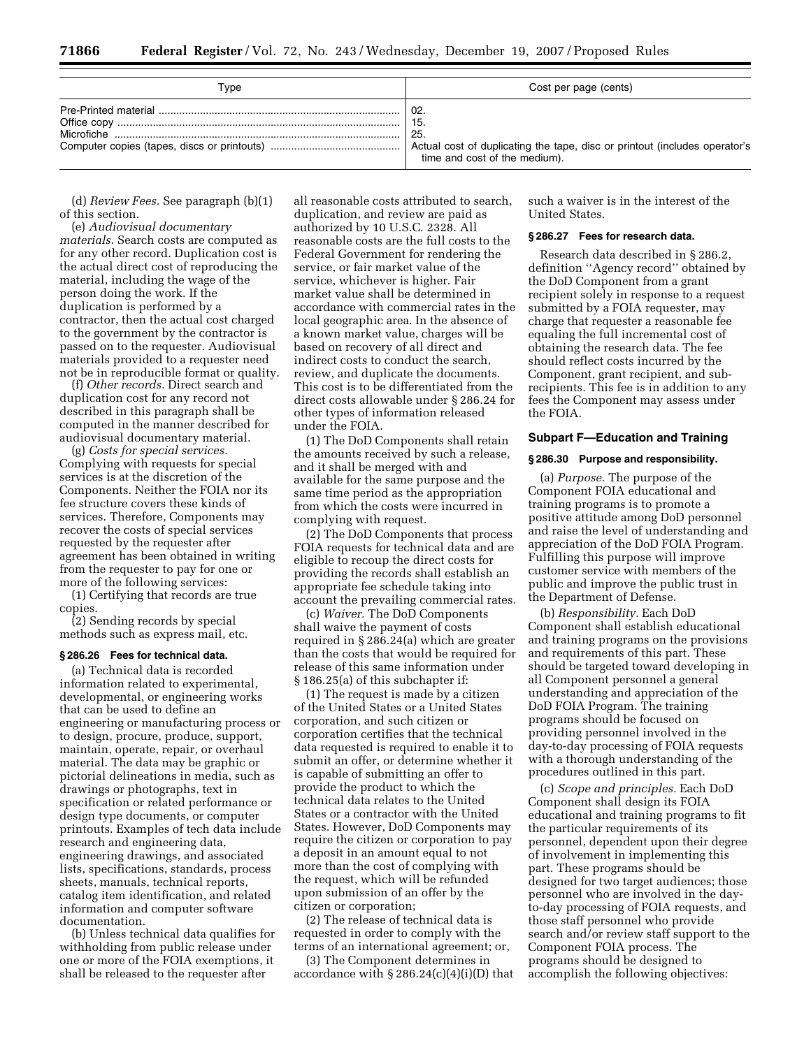| Type | Cost per page (cents) |
| --- | --- |
| Pre-Printed material | 02. |
| Office copy | 15. |
| Microfiche | 25. |
| Computer copies (tapes, discs or printouts) | Actual cost of duplicating the tape, disc or printout (includes operator's time and cost of the medium). |

(d) *Review Fees.* See paragraph (b)(1) of this section.

(e) *Audiovisual documentary materials.* Search costs are computed as for any other record. Duplication cost is the actual direct cost of reproducing the material, including the wage of the person doing the work. If the duplication is performed by a contractor, then the actual cost charged to the government by the contractor is passed on to the requester. Audiovisual materials provided to a requester need not be in reproducible format or quality.

(f) *Other records.* Direct search and duplication cost for any record not described in this paragraph shall be computed in the manner described for audiovisual documentary material.

(g) *Costs for special services.* Complying with requests for special services is at the discretion of the Components. Neither the FOIA nor its fee structure covers these kinds of services. Therefore, Components may recover the costs of special services requested by the requester after agreement has been obtained in writing from the requester to pay for one or more of the following services:

(1) Certifying that records are true copies.

(2) Sending records by special methods such as express mail, etc.

### § 286.26 Fees for technical data.

(a) Technical data is recorded information related to experimental, developmental, or engineering works that can be used to define an engineering or manufacturing process or to design, procure, produce, support, maintain, operate, repair, or overhaul material. The data may be graphic or pictorial delineations in media, such as drawings or photographs, text in specification or related performance or design type documents, or computer printouts. Examples of tech data include research and engineering data, engineering drawings, and associated lists, specifications, standards, process sheets, manuals, technical reports, catalog item identification, and related information and computer software documentation.

(b) Unless technical data qualifies for withholding from public release under one or more of the FOIA exemptions, it shall be released to the requester after all reasonable costs attributed to search, duplication, and review are paid as authorized by 10 U.S.C. 2328. All reasonable costs are the full costs to the Federal Government for rendering the service, or fair market value of the service, whichever is higher. Fair market value shall be determined in accordance with commercial rates in the local geographic area. In the absence of a known market value, charges will be based on recovery of all direct and indirect costs to conduct the search, review, and duplicate the documents. This cost is to be differentiated from the direct costs allowable under § 286.24 for other types of information released under the FOIA.

(1) The DoD Components shall retain the amounts received by such a release, and it shall be merged with and available for the same purpose and the same time period as the appropriation from which the costs were incurred in complying with request.

(2) The DoD Components that process FOIA requests for technical data and are eligible to recoup the direct costs for providing the records shall establish an appropriate fee schedule taking into account the prevailing commercial rates.

(c) *Waiver.* The DoD Components shall waive the payment of costs required in § 286.24(a) which are greater than the costs that would be required for release of this same information under § 186.25(a) of this subchapter if:

(1) The request is made by a citizen of the United States or a United States corporation, and such citizen or corporation certifies that the technical data requested is required to enable it to submit an offer, or determine whether it is capable of submitting an offer to provide the product to which the technical data relates to the United States or a contractor with the United States. However, DoD Components may require the citizen or corporation to pay a deposit in an amount equal to not more than the cost of complying with the request, which will be refunded upon submission of an offer by the citizen or corporation;

(2) The release of technical data is requested in order to comply with the terms of an international agreement; or,

(3) The Component determines in accordance with § 286.24(c)(4)(i)(D) that such a waiver is in the interest of the United States.

### § 286.27 Fees for research data.

Research data described in § 286.2, definition "Agency record" obtained by the DoD Component from a grant recipient solely in response to a request submitted by a FOIA requester, may charge that requester a reasonable fee equaling the full incremental cost of obtaining the research data. The fee should reflect costs incurred by the Component, grant recipient, and sub-recipients. This fee is in addition to any fees the Component may assess under the FOIA.

## Subpart F—Education and Training

### § 286.30 Purpose and responsibility.

(a) *Purpose.* The purpose of the Component FOIA educational and training programs is to promote a positive attitude among DoD personnel and raise the level of understanding and appreciation of the DoD FOIA Program. Fulfilling this purpose will improve customer service with members of the public and improve the public trust in the Department of Defense.

(b) *Responsibility.* Each DoD Component shall establish educational and training programs on the provisions and requirements of this part. These should be targeted toward developing in all Component personnel a general understanding and appreciation of the DoD FOIA Program. The training programs should be focused on providing personnel involved in the day-to-day processing of FOIA requests with a thorough understanding of the procedures outlined in this part.

(c) *Scope and principles.* Each DoD Component shall design its FOIA educational and training programs to fit the particular requirements of its personnel, dependent upon their degree of involvement in implementing this part. These programs should be designed for two target audiences; those personnel who are involved in the day-to-day processing of FOIA requests, and those staff personnel who provide search and/or review staff support to the Component FOIA process. The programs should be designed to accomplish the following objectives: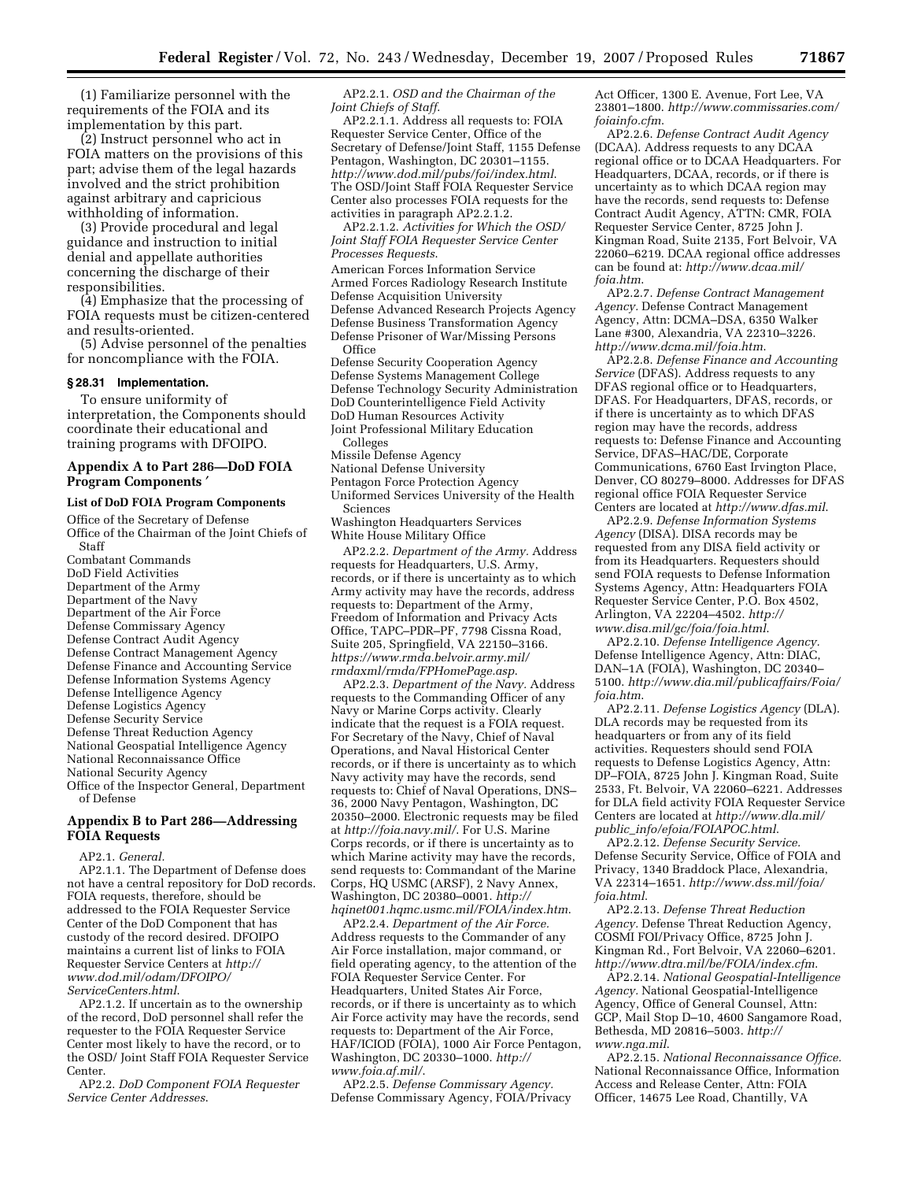(1) Familiarize personnel with the requirements of the FOIA and its implementation by this part.

(2) Instruct personnel who act in FOIA matters on the provisions of this part; advise them of the legal hazards involved and the strict prohibition against arbitrary and capricious withholding of information.

(3) Provide procedural and legal guidance and instruction to initial denial and appellate authorities concerning the discharge of their responsibilities.

(4) Emphasize that the processing of FOIA requests must be citizen-centered and results-oriented.

(5) Advise personnel of the penalties for noncompliance with the FOIA.

### § 28.31 Implementation.

To ensure uniformity of interpretation, the Components should coordinate their educational and training programs with DFOIPO.

## Appendix A to Part 286—DoD FOIA Program Components ′

### List of DoD FOIA Program Components

Office of the Secretary of Defense
Office of the Chairman of the Joint Chiefs of Staff
Combatant Commands
DoD Field Activities
Department of the Army
Department of the Navy
Department of the Air Force
Defense Commissary Agency
Defense Contract Audit Agency
Defense Contract Management Agency
Defense Finance and Accounting Service
Defense Information Systems Agency
Defense Intelligence Agency
Defense Logistics Agency
Defense Security Service
Defense Threat Reduction Agency
National Geospatial Intelligence Agency
National Reconnaissance Office
National Security Agency
Office of the Inspector General, Department of Defense

## Appendix B to Part 286—Addressing FOIA Requests

AP2.1. *General.*

AP2.1.1. The Department of Defense does not have a central repository for DoD records. FOIA requests, therefore, should be addressed to the FOIA Requester Service Center of the DoD Component that has custody of the record desired. DFOIPO maintains a current list of links to FOIA Requester Service Centers at *http://www.dod.mil/odam/DFOIPO/ServiceCenters.html.*

AP2.1.2. If uncertain as to the ownership of the record, DoD personnel shall refer the requester to the FOIA Requester Service Center most likely to have the record, or to the OSD/ Joint Staff FOIA Requester Service Center.

AP2.2. *DoD Component FOIA Requester Service Center Addresses.*

AP2.2.1. *OSD and the Chairman of the Joint Chiefs of Staff.*

AP2.2.1.1. Address all requests to: FOIA Requester Service Center, Office of the Secretary of Defense/Joint Staff, 1155 Defense Pentagon, Washington, DC 20301–1155. *http://www.dod.mil/pubs/foi/index.html.* The OSD/Joint Staff FOIA Requester Service Center also processes FOIA requests for the activities in paragraph AP2.2.1.2.

AP2.2.1.2. *Activities for Which the OSD/ Joint Staff FOIA Requester Service Center Processes Requests.*

American Forces Information Service
Armed Forces Radiology Research Institute
Defense Acquisition University
Defense Advanced Research Projects Agency
Defense Business Transformation Agency
Defense Prisoner of War/Missing Persons Office
Defense Security Cooperation Agency
Defense Systems Management College
Defense Technology Security Administration
DoD Counterintelligence Field Activity
DoD Human Resources Activity
Joint Professional Military Education Colleges
Missile Defense Agency
National Defense University
Pentagon Force Protection Agency
Uniformed Services University of the Health Sciences
Washington Headquarters Services
White House Military Office

AP2.2.2. *Department of the Army.* Address requests for Headquarters, U.S. Army, records, or if there is uncertainty as to which Army activity may have the records, address requests to: Department of the Army, Freedom of Information and Privacy Acts Office, TAPC–PDR–PF, 7798 Cissna Road, Suite 205, Springfield, VA 22150–3166. *https://www.rmda.belvoir.army.mil/rmdaxml/rmda/FPHomePage.asp.*

AP2.2.3. *Department of the Navy.* Address requests to the Commanding Officer of any Navy or Marine Corps activity. Clearly indicate that the request is a FOIA request. For Secretary of the Navy, Chief of Naval Operations, and Naval Historical Center records, or if there is uncertainty as to which Navy activity may have the records, send requests to: Chief of Naval Operations, DNS–36, 2000 Navy Pentagon, Washington, DC 20350–2000. Electronic requests may be filed at *http://foia.navy.mil/.* For U.S. Marine Corps records, or if there is uncertainty as to which Marine activity may have the records, send requests to: Commandant of the Marine Corps, HQ USMC (ARSF), 2 Navy Annex, Washington, DC 20380–0001. *http://hqinet001.hqmc.usmc.mil/FOIA/index.htm.*

AP2.2.4. *Department of the Air Force.* Address requests to the Commander of any Air Force installation, major command, or field operating agency, to the attention of the FOIA Requester Service Center. For Headquarters, United States Air Force, records, or if there is uncertainty as to which Air Force activity may have the records, send requests to: Department of the Air Force, HAF/ICIOD (FOIA), 1000 Air Force Pentagon, Washington, DC 20330–1000. *http://www.foia.af.mil/.*

AP2.2.5. *Defense Commissary Agency.* Defense Commissary Agency, FOIA/Privacy Act Officer, 1300 E. Avenue, Fort Lee, VA 23801–1800. *http://www.commissaries.com/foiainfo.cfm.*

AP2.2.6. *Defense Contract Audit Agency* (DCAA). Address requests to any DCAA regional office or to DCAA Headquarters. For Headquarters, DCAA, records, or if there is uncertainty as to which DCAA region may have the records, send requests to: Defense Contract Audit Agency, ATTN: CMR, FOIA Requester Service Center, 8725 John J. Kingman Road, Suite 2135, Fort Belvoir, VA 22060–6219. DCAA regional office addresses can be found at: *http://www.dcaa.mil/foia.htm.*

AP2.2.7. *Defense Contract Management Agency.* Defense Contract Management Agency, Attn: DCMA–DSA, 6350 Walker Lane #300, Alexandria, VA 22310–3226. *http://www.dcma.mil/foia.htm.*

AP2.2.8. *Defense Finance and Accounting Service* (DFAS). Address requests to any DFAS regional office or to Headquarters, DFAS. For Headquarters, DFAS, records, or if there is uncertainty as to which DFAS region may have the records, address requests to: Defense Finance and Accounting Service, DFAS–HAC/DE, Corporate Communications, 6760 East Irvington Place, Denver, CO 80279–8000. Addresses for DFAS regional office FOIA Requester Service Centers are located at *http://www.dfas.mil.*

AP2.2.9. *Defense Information Systems Agency* (DISA). DISA records may be requested from any DISA field activity or from its Headquarters. Requesters should send FOIA requests to Defense Information Systems Agency, Attn: Headquarters FOIA Requester Service Center, P.O. Box 4502, Arlington, VA 22204–4502. *http://www.disa.mil/gc/foia/foia.html.*

AP2.2.10. *Defense Intelligence Agency.* Defense Intelligence Agency, Attn: DIAC, DAN–1A (FOIA), Washington, DC 20340–5100. *http://www.dia.mil/publicaffairs/Foia/foia.htm.*

AP2.2.11. *Defense Logistics Agency* (DLA). DLA records may be requested from its headquarters or from any of its field activities. Requesters should send FOIA requests to Defense Logistics Agency, Attn: DP–FOIA, 8725 John J. Kingman Road, Suite 2533, Ft. Belvoir, VA 22060–6221. Addresses for DLA field activity FOIA Requester Service Centers are located at *http://www.dla.mil/public_info/efoia/FOIAPOC.html.*

AP2.2.12. *Defense Security Service.* Defense Security Service, Office of FOIA and Privacy, 1340 Braddock Place, Alexandria, VA 22314–1651. *http://www.dss.mil/foia/foia.html.*

AP2.2.13. *Defense Threat Reduction Agency.* Defense Threat Reduction Agency, COSMI FOI/Privacy Office, 8725 John J. Kingman Rd., Fort Belvoir, VA 22060–6201. *http://www.dtra.mil/be/FOIA/index.cfm.*

AP2.2.14. *National Geospatial-Intelligence Agency.* National Geospatial-Intelligence Agency, Office of General Counsel, Attn: GCP, Mail Stop D–10, 4600 Sangamore Road, Bethesda, MD 20816–5003. *http://www.nga.mil.*

AP2.2.15. *National Reconnaissance Office.* National Reconnaissance Office, Information Access and Release Center, Attn: FOIA Officer, 14675 Lee Road, Chantilly, VA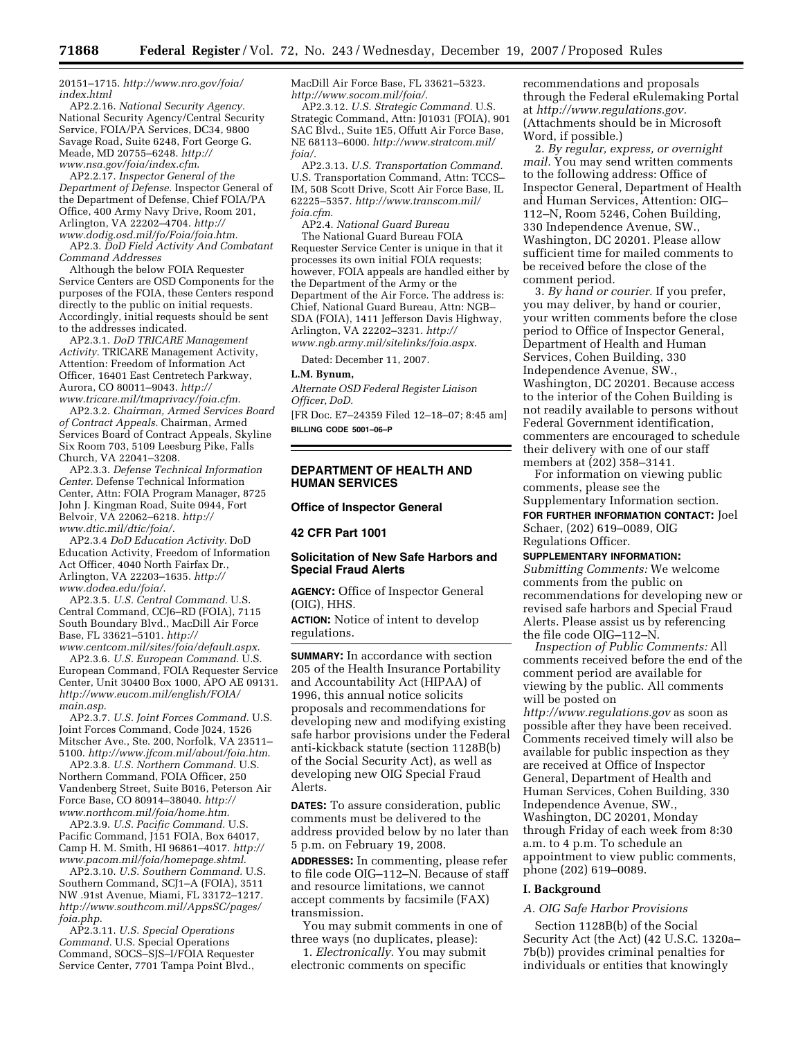20151–1715. *http://www.nro.gov/foia/index.html*

AP2.2.16. *National Security Agency.* National Security Agency/Central Security Service, FOIA/PA Services, DC34, 9800 Savage Road, Suite 6248, Fort George G. Meade, MD 20755–6248. *http://www.nsa.gov/foia/index.cfm*.

AP2.2.17. *Inspector General of the Department of Defense.* Inspector General of the Department of Defense, Chief FOIA/PA Office, 400 Army Navy Drive, Room 201, Arlington, VA 22202–4704. *http://www.dodig.osd.mil/fo/Foia/foia.htm.*

AP2.3. *DoD Field Activity And Combatant Command Addresses*

Although the below FOIA Requester Service Centers are OSD Components for the purposes of the FOIA, these Centers respond directly to the public on initial requests. Accordingly, initial requests should be sent to the addresses indicated.

AP2.3.1. *DoD TRICARE Management Activity.* TRICARE Management Activity, Attention: Freedom of Information Act Officer, 16401 East Centretech Parkway, Aurora, CO 80011–9043. *http://www.tricare.mil/tmaprivacy/foia.cfm.*

AP2.3.2. *Chairman, Armed Services Board of Contract Appeals.* Chairman, Armed Services Board of Contract Appeals, Skyline Six Room 703, 5109 Leesburg Pike, Falls Church, VA 22041–3208.

AP2.3.3. *Defense Technical Information Center.* Defense Technical Information Center, Attn: FOIA Program Manager, 8725 John J. Kingman Road, Suite 0944, Fort Belvoir, VA 22062–6218. *http://www.dtic.mil/dtic/foia/.*

AP2.3.4 *DoD Education Activity.* DoD Education Activity, Freedom of Information Act Officer, 4040 North Fairfax Dr., Arlington, VA 22203–1635. *http://www.dodea.edu/foia/.*

AP2.3.5. *U.S. Central Command.* U.S. Central Command, CCJ6–RD (FOIA), 7115 South Boundary Blvd., MacDill Air Force Base, FL 33621–5101. *http://www.centcom.mil/sites/foia/default.aspx.*

AP2.3.6. *U.S. European Command.* U.S. European Command, FOIA Requester Service Center, Unit 30400 Box 1000, APO AE 09131. *http://www.eucom.mil/english/FOIA/main.asp.*

AP2.3.7. *U.S. Joint Forces Command.* U.S. Joint Forces Command, Code J024, 1526 Mitscher Ave., Ste. 200, Norfolk, VA 23511–5100. *http://www.jfcom.mil/about/foia.htm.*

AP2.3.8. *U.S. Northern Command.* U.S. Northern Command, FOIA Officer, 250 Vandenberg Street, Suite B016, Peterson Air Force Base, CO 80914–38040. *http://www.northcom.mil/foia/home.htm.*

AP2.3.9. *U.S. Pacific Command.* U.S. Pacific Command, J151 FOIA, Box 64017, Camp H. M. Smith, HI 96861–4017. *http://www.pacom.mil/foia/homepage.shtml.*

AP2.3.10. *U.S. Southern Command.* U.S. Southern Command, SCJ1–A (FOIA), 3511 NW .91st Avenue, Miami, FL 33172–1217. *http://www.southcom.mil/AppsSC/pages/foia.php.*

AP2.3.11. *U.S. Special Operations Command.* U.S. Special Operations Command, SOCS–SJS–I/FOIA Requester Service Center, 7701 Tampa Point Blvd., MacDill Air Force Base, FL 33621–5323. *http://www.socom.mil/foia/.*

AP2.3.12. *U.S. Strategic Command.* U.S. Strategic Command, Attn: J01031 (FOIA), 901 SAC Blvd., Suite 1E5, Offutt Air Force Base, NE 68113–6000. *http://www.stratcom.mil/foia/.*

AP2.3.13. *U.S. Transportation Command.* U.S. Transportation Command, Attn: TCCS–IM, 508 Scott Drive, Scott Air Force Base, IL 62225–5357. *http://www.transcom.mil/foia.cfm.*

AP2.4. *National Guard Bureau*

The National Guard Bureau FOIA Requester Service Center is unique in that it processes its own initial FOIA requests; however, FOIA appeals are handled either by the Department of the Army or the Department of the Air Force. The address is: Chief, National Guard Bureau, Attn: NGB–SDA (FOIA), 1411 Jefferson Davis Highway, Arlington, VA 22202–3231. *http://www.ngb.army.mil/sitelinks/foia.aspx.*

Dated: December 11, 2007.

**L.M. Bynum,**

*Alternate OSD Federal Register Liaison Officer, DoD.*

[FR Doc. E7–24359 Filed 12–18–07; 8:45 am]

**BILLING CODE 5001–06–P**

---

## DEPARTMENT OF HEALTH AND HUMAN SERVICES

### Office of Inspector General

### 42 CFR Part 1001

### Solicitation of New Safe Harbors and Special Fraud Alerts

**AGENCY:** Office of Inspector General (OIG), HHS.

**ACTION:** Notice of intent to develop regulations.

**SUMMARY:** In accordance with section 205 of the Health Insurance Portability and Accountability Act (HIPAA) of 1996, this annual notice solicits proposals and recommendations for developing new and modifying existing safe harbor provisions under the Federal anti-kickback statute (section 1128B(b) of the Social Security Act), as well as developing new OIG Special Fraud Alerts.

**DATES:** To assure consideration, public comments must be delivered to the address provided below by no later than 5 p.m. on February 19, 2008.

**ADDRESSES:** In commenting, please refer to file code OIG–112–N. Because of staff and resource limitations, we cannot accept comments by facsimile (FAX) transmission.

You may submit comments in one of three ways (no duplicates, please):

1. *Electronically.* You may submit electronic comments on specific recommendations and proposals through the Federal eRulemaking Portal at *http://www.regulations.gov.* (Attachments should be in Microsoft Word, if possible.)

2. *By regular, express, or overnight mail.* You may send written comments to the following address: Office of Inspector General, Department of Health and Human Services, Attention: OIG–112–N, Room 5246, Cohen Building, 330 Independence Avenue, SW., Washington, DC 20201. Please allow sufficient time for mailed comments to be received before the close of the comment period.

3. *By hand or courier.* If you prefer, you may deliver, by hand or courier, your written comments before the close period to Office of Inspector General, Department of Health and Human Services, Cohen Building, 330 Independence Avenue, SW., Washington, DC 20201. Because access to the interior of the Cohen Building is not readily available to persons without Federal Government identification, commenters are encouraged to schedule their delivery with one of our staff members at (202) 358–3141.

For information on viewing public comments, please see the Supplementary Information section.

**FOR FURTHER INFORMATION CONTACT:** Joel Schaer, (202) 619–0089, OIG Regulations Officer.

**SUPPLEMENTARY INFORMATION:**

*Submitting Comments:* We welcome comments from the public on recommendations for developing new or revised safe harbors and Special Fraud Alerts. Please assist us by referencing the file code OIG–112–N.

*Inspection of Public Comments:* All comments received before the end of the comment period are available for viewing by the public. All comments will be posted on *http://www.regulations.gov* as soon as possible after they have been received. Comments received timely will also be available for public inspection as they are received at Office of Inspector General, Department of Health and Human Services, Cohen Building, 330 Independence Avenue, SW., Washington, DC 20201, Monday through Friday of each week from 8:30 a.m. to 4 p.m. To schedule an appointment to view public comments, phone (202) 619–0089.

#### I. Background

##### A. OIG Safe Harbor Provisions

Section 1128B(b) of the Social Security Act (the Act) (42 U.S.C. 1320a–7b(b)) provides criminal penalties for individuals or entities that knowingly